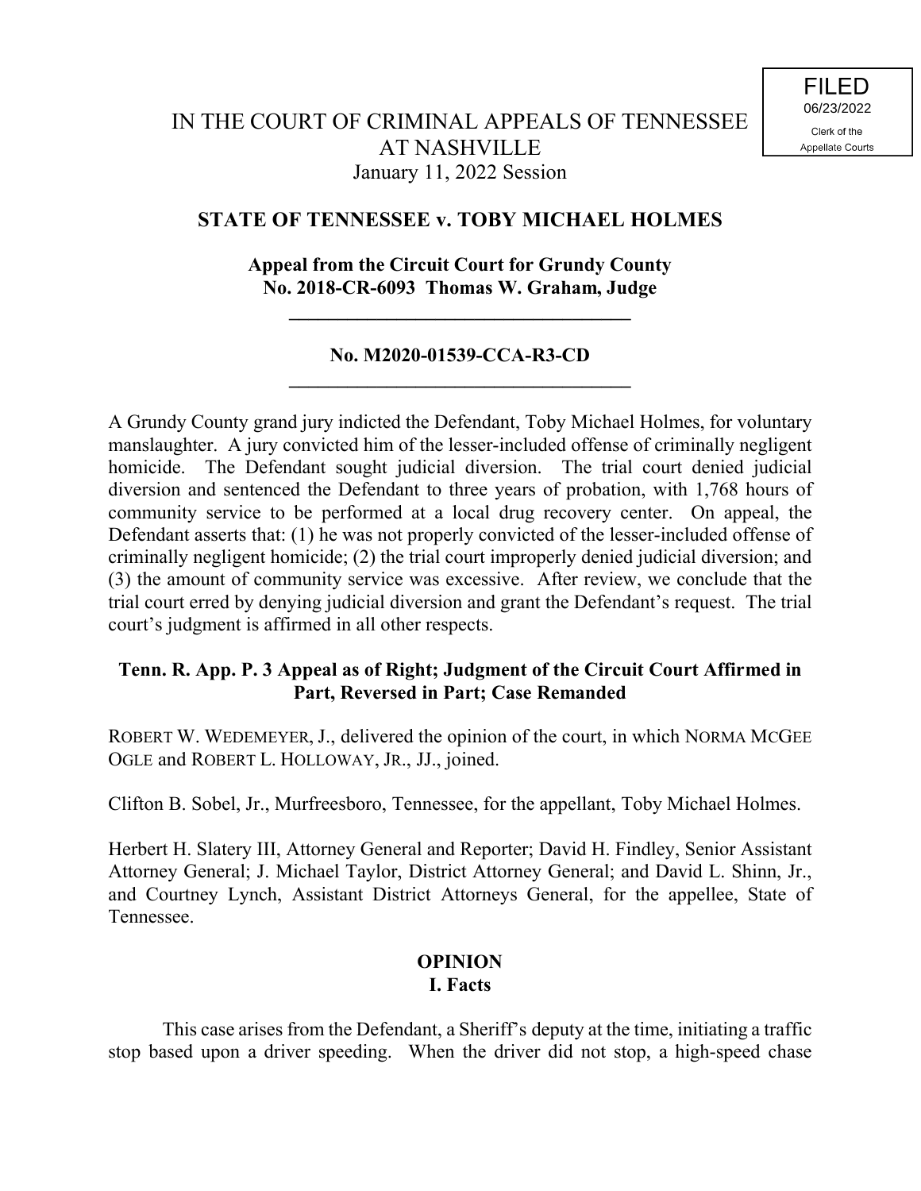FILED
06/23/2022
Clerk of the
Appellate Courts

IN THE COURT OF CRIMINAL APPEALS OF TENNESSEE
AT NASHVILLE
January 11, 2022 Session

**STATE OF TENNESSEE v. TOBY MICHAEL HOLMES**

**Appeal from the Circuit Court for Grundy County**
**No. 2018-CR-6093 Thomas W. Graham, Judge**

---

**No. M2020-01539-CCA-R3-CD**

---

A Grundy County grand jury indicted the Defendant, Toby Michael Holmes, for voluntary manslaughter. A jury convicted him of the lesser-included offense of criminally negligent homicide. The Defendant sought judicial diversion. The trial court denied judicial diversion and sentenced the Defendant to three years of probation, with 1,768 hours of community service to be performed at a local drug recovery center. On appeal, the Defendant asserts that: (1) he was not properly convicted of the lesser-included offense of criminally negligent homicide; (2) the trial court improperly denied judicial diversion; and (3) the amount of community service was excessive. After review, we conclude that the trial court erred by denying judicial diversion and grant the Defendant's request. The trial court's judgment is affirmed in all other respects.

**Tenn. R. App. P. 3 Appeal as of Right; Judgment of the Circuit Court Affirmed in Part, Reversed in Part; Case Remanded**

ROBERT W. WEDEMEYER, J., delivered the opinion of the court, in which NORMA MCGEE OGLE and ROBERT L. HOLLOWAY, JR., JJ., joined.

Clifton B. Sobel, Jr., Murfreesboro, Tennessee, for the appellant, Toby Michael Holmes.

Herbert H. Slatery III, Attorney General and Reporter; David H. Findley, Senior Assistant Attorney General; J. Michael Taylor, District Attorney General; and David L. Shinn, Jr., and Courtney Lynch, Assistant District Attorneys General, for the appellee, State of Tennessee.

## OPINION

### I. Facts

This case arises from the Defendant, a Sheriff's deputy at the time, initiating a traffic stop based upon a driver speeding. When the driver did not stop, a high-speed chase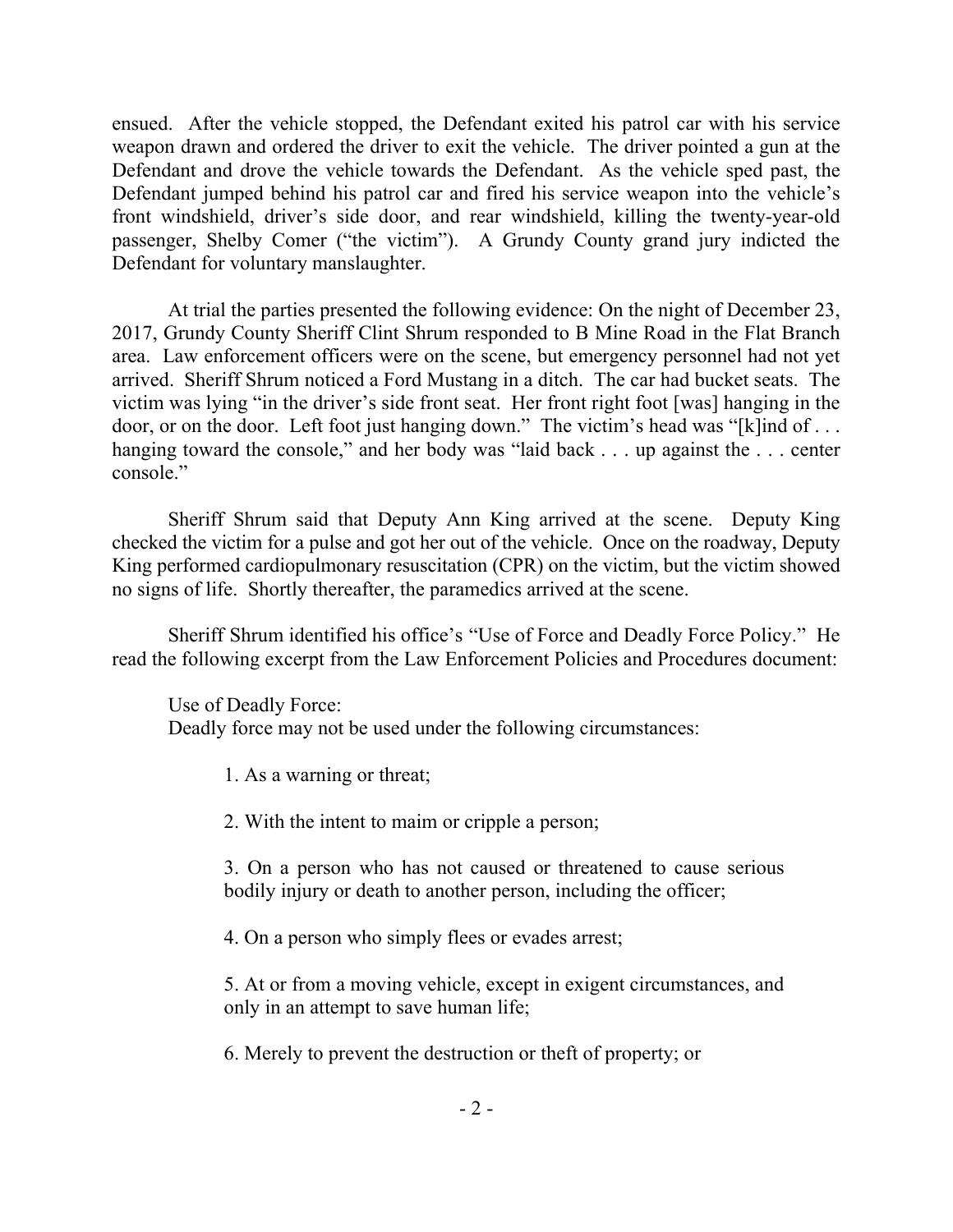ensued. After the vehicle stopped, the Defendant exited his patrol car with his service weapon drawn and ordered the driver to exit the vehicle. The driver pointed a gun at the Defendant and drove the vehicle towards the Defendant. As the vehicle sped past, the Defendant jumped behind his patrol car and fired his service weapon into the vehicle's front windshield, driver's side door, and rear windshield, killing the twenty-year-old passenger, Shelby Comer ("the victim"). A Grundy County grand jury indicted the Defendant for voluntary manslaughter.

At trial the parties presented the following evidence: On the night of December 23, 2017, Grundy County Sheriff Clint Shrum responded to B Mine Road in the Flat Branch area. Law enforcement officers were on the scene, but emergency personnel had not yet arrived. Sheriff Shrum noticed a Ford Mustang in a ditch. The car had bucket seats. The victim was lying "in the driver's side front seat. Her front right foot [was] hanging in the door, or on the door. Left foot just hanging down." The victim's head was "[k]ind of . . . hanging toward the console," and her body was "laid back . . . up against the . . . center console."

Sheriff Shrum said that Deputy Ann King arrived at the scene. Deputy King checked the victim for a pulse and got her out of the vehicle. Once on the roadway, Deputy King performed cardiopulmonary resuscitation (CPR) on the victim, but the victim showed no signs of life. Shortly thereafter, the paramedics arrived at the scene.

Sheriff Shrum identified his office's "Use of Force and Deadly Force Policy." He read the following excerpt from the Law Enforcement Policies and Procedures document:

> Use of Deadly Force:
> Deadly force may not be used under the following circumstances:
>
> 1. As a warning or threat;
>
> 2. With the intent to maim or cripple a person;
>
> 3. On a person who has not caused or threatened to cause serious bodily injury or death to another person, including the officer;
>
> 4. On a person who simply flees or evades arrest;
>
> 5. At or from a moving vehicle, except in exigent circumstances, and only in an attempt to save human life;
>
> 6. Merely to prevent the destruction or theft of property; or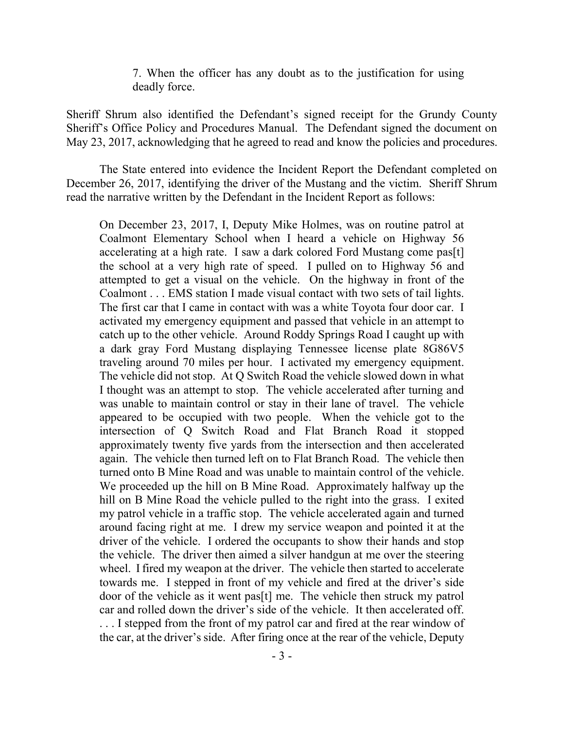> 7. When the officer has any doubt as to the justification for using deadly force.

Sheriff Shrum also identified the Defendant's signed receipt for the Grundy County Sheriff's Office Policy and Procedures Manual. The Defendant signed the document on May 23, 2017, acknowledging that he agreed to read and know the policies and procedures.

The State entered into evidence the Incident Report the Defendant completed on December 26, 2017, identifying the driver of the Mustang and the victim. Sheriff Shrum read the narrative written by the Defendant in the Incident Report as follows:

> On December 23, 2017, I, Deputy Mike Holmes, was on routine patrol at Coalmont Elementary School when I heard a vehicle on Highway 56 accelerating at a high rate. I saw a dark colored Ford Mustang come pas[t] the school at a very high rate of speed. I pulled on to Highway 56 and attempted to get a visual on the vehicle. On the highway in front of the Coalmont . . . EMS station I made visual contact with two sets of tail lights. The first car that I came in contact with was a white Toyota four door car. I activated my emergency equipment and passed that vehicle in an attempt to catch up to the other vehicle. Around Roddy Springs Road I caught up with a dark gray Ford Mustang displaying Tennessee license plate 8G86V5 traveling around 70 miles per hour. I activated my emergency equipment. The vehicle did not stop. At Q Switch Road the vehicle slowed down in what I thought was an attempt to stop. The vehicle accelerated after turning and was unable to maintain control or stay in their lane of travel. The vehicle appeared to be occupied with two people. When the vehicle got to the intersection of Q Switch Road and Flat Branch Road it stopped approximately twenty five yards from the intersection and then accelerated again. The vehicle then turned left on to Flat Branch Road. The vehicle then turned onto B Mine Road and was unable to maintain control of the vehicle. We proceeded up the hill on B Mine Road. Approximately halfway up the hill on B Mine Road the vehicle pulled to the right into the grass. I exited my patrol vehicle in a traffic stop. The vehicle accelerated again and turned around facing right at me. I drew my service weapon and pointed it at the driver of the vehicle. I ordered the occupants to show their hands and stop the vehicle. The driver then aimed a silver handgun at me over the steering wheel. I fired my weapon at the driver. The vehicle then started to accelerate towards me. I stepped in front of my vehicle and fired at the driver's side door of the vehicle as it went pas[t] me. The vehicle then struck my patrol car and rolled down the driver's side of the vehicle. It then accelerated off. . . . I stepped from the front of my patrol car and fired at the rear window of the car, at the driver's side. After firing once at the rear of the vehicle, Deputy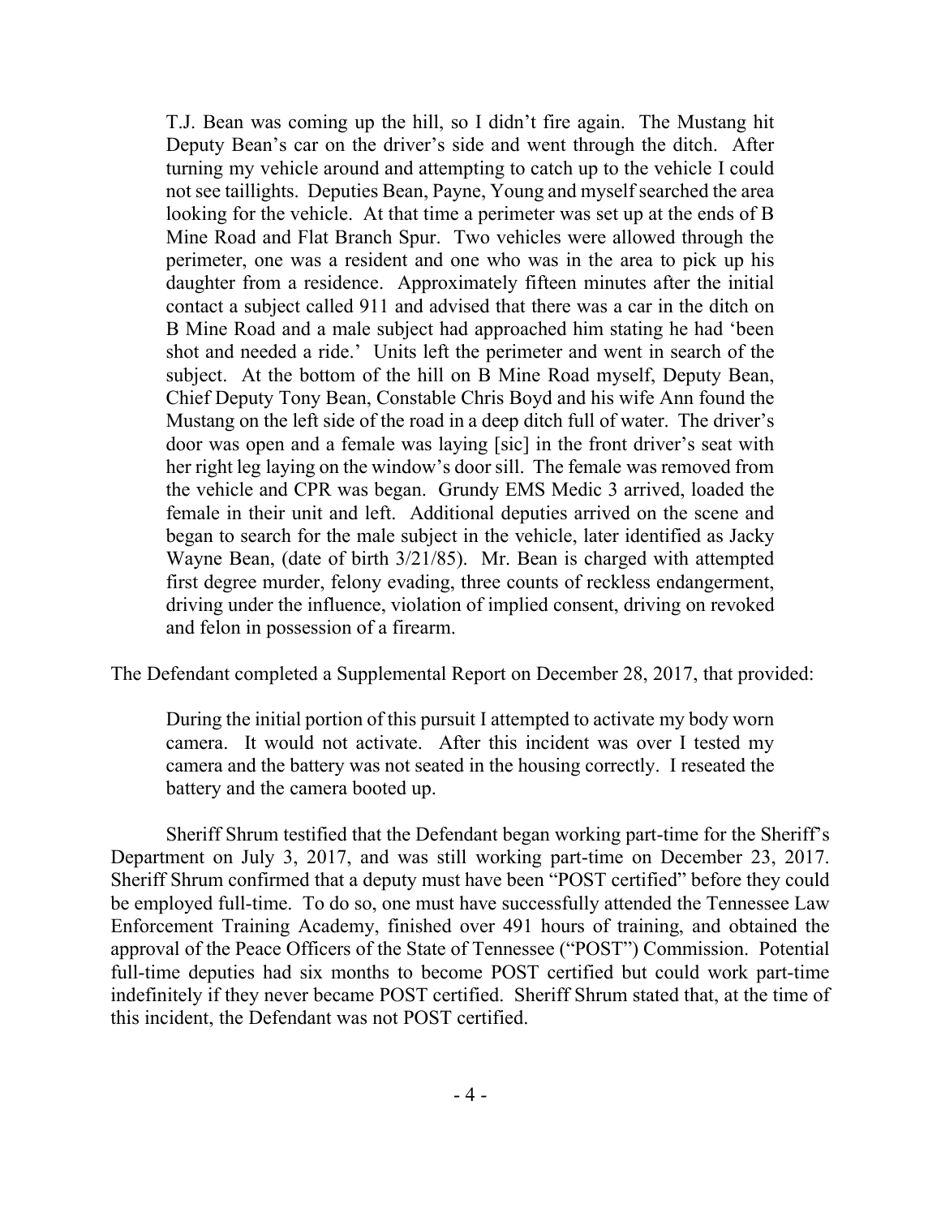> T.J. Bean was coming up the hill, so I didn't fire again. The Mustang hit Deputy Bean's car on the driver's side and went through the ditch. After turning my vehicle around and attempting to catch up to the vehicle I could not see taillights. Deputies Bean, Payne, Young and myself searched the area looking for the vehicle. At that time a perimeter was set up at the ends of B Mine Road and Flat Branch Spur. Two vehicles were allowed through the perimeter, one was a resident and one who was in the area to pick up his daughter from a residence. Approximately fifteen minutes after the initial contact a subject called 911 and advised that there was a car in the ditch on B Mine Road and a male subject had approached him stating he had 'been shot and needed a ride.' Units left the perimeter and went in search of the subject. At the bottom of the hill on B Mine Road myself, Deputy Bean, Chief Deputy Tony Bean, Constable Chris Boyd and his wife Ann found the Mustang on the left side of the road in a deep ditch full of water. The driver's door was open and a female was laying [sic] in the front driver's seat with her right leg laying on the window's door sill. The female was removed from the vehicle and CPR was began. Grundy EMS Medic 3 arrived, loaded the female in their unit and left. Additional deputies arrived on the scene and began to search for the male subject in the vehicle, later identified as Jacky Wayne Bean, (date of birth 3/21/85). Mr. Bean is charged with attempted first degree murder, felony evading, three counts of reckless endangerment, driving under the influence, violation of implied consent, driving on revoked and felon in possession of a firearm.

The Defendant completed a Supplemental Report on December 28, 2017, that provided:

> During the initial portion of this pursuit I attempted to activate my body worn camera. It would not activate. After this incident was over I tested my camera and the battery was not seated in the housing correctly. I reseated the battery and the camera booted up.

Sheriff Shrum testified that the Defendant began working part-time for the Sheriff's Department on July 3, 2017, and was still working part-time on December 23, 2017. Sheriff Shrum confirmed that a deputy must have been "POST certified" before they could be employed full-time. To do so, one must have successfully attended the Tennessee Law Enforcement Training Academy, finished over 491 hours of training, and obtained the approval of the Peace Officers of the State of Tennessee ("POST") Commission. Potential full-time deputies had six months to become POST certified but could work part-time indefinitely if they never became POST certified. Sheriff Shrum stated that, at the time of this incident, the Defendant was not POST certified.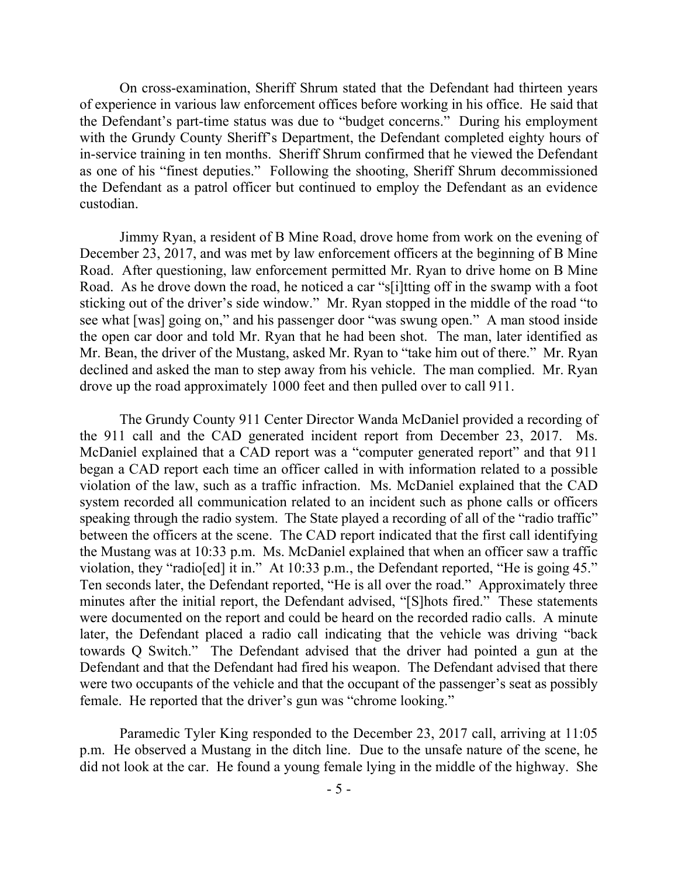On cross-examination, Sheriff Shrum stated that the Defendant had thirteen years of experience in various law enforcement offices before working in his office. He said that the Defendant's part-time status was due to "budget concerns." During his employment with the Grundy County Sheriff's Department, the Defendant completed eighty hours of in-service training in ten months. Sheriff Shrum confirmed that he viewed the Defendant as one of his "finest deputies." Following the shooting, Sheriff Shrum decommissioned the Defendant as a patrol officer but continued to employ the Defendant as an evidence custodian.

Jimmy Ryan, a resident of B Mine Road, drove home from work on the evening of December 23, 2017, and was met by law enforcement officers at the beginning of B Mine Road. After questioning, law enforcement permitted Mr. Ryan to drive home on B Mine Road. As he drove down the road, he noticed a car "s[i]tting off in the swamp with a foot sticking out of the driver's side window." Mr. Ryan stopped in the middle of the road "to see what [was] going on," and his passenger door "was swung open." A man stood inside the open car door and told Mr. Ryan that he had been shot. The man, later identified as Mr. Bean, the driver of the Mustang, asked Mr. Ryan to "take him out of there." Mr. Ryan declined and asked the man to step away from his vehicle. The man complied. Mr. Ryan drove up the road approximately 1000 feet and then pulled over to call 911.

The Grundy County 911 Center Director Wanda McDaniel provided a recording of the 911 call and the CAD generated incident report from December 23, 2017. Ms. McDaniel explained that a CAD report was a "computer generated report" and that 911 began a CAD report each time an officer called in with information related to a possible violation of the law, such as a traffic infraction. Ms. McDaniel explained that the CAD system recorded all communication related to an incident such as phone calls or officers speaking through the radio system. The State played a recording of all of the "radio traffic" between the officers at the scene. The CAD report indicated that the first call identifying the Mustang was at 10:33 p.m. Ms. McDaniel explained that when an officer saw a traffic violation, they "radio[ed] it in." At 10:33 p.m., the Defendant reported, "He is going 45." Ten seconds later, the Defendant reported, "He is all over the road." Approximately three minutes after the initial report, the Defendant advised, "[S]hots fired." These statements were documented on the report and could be heard on the recorded radio calls. A minute later, the Defendant placed a radio call indicating that the vehicle was driving "back towards Q Switch." The Defendant advised that the driver had pointed a gun at the Defendant and that the Defendant had fired his weapon. The Defendant advised that there were two occupants of the vehicle and that the occupant of the passenger's seat as possibly female. He reported that the driver's gun was "chrome looking."

Paramedic Tyler King responded to the December 23, 2017 call, arriving at 11:05 p.m. He observed a Mustang in the ditch line. Due to the unsafe nature of the scene, he did not look at the car. He found a young female lying in the middle of the highway. She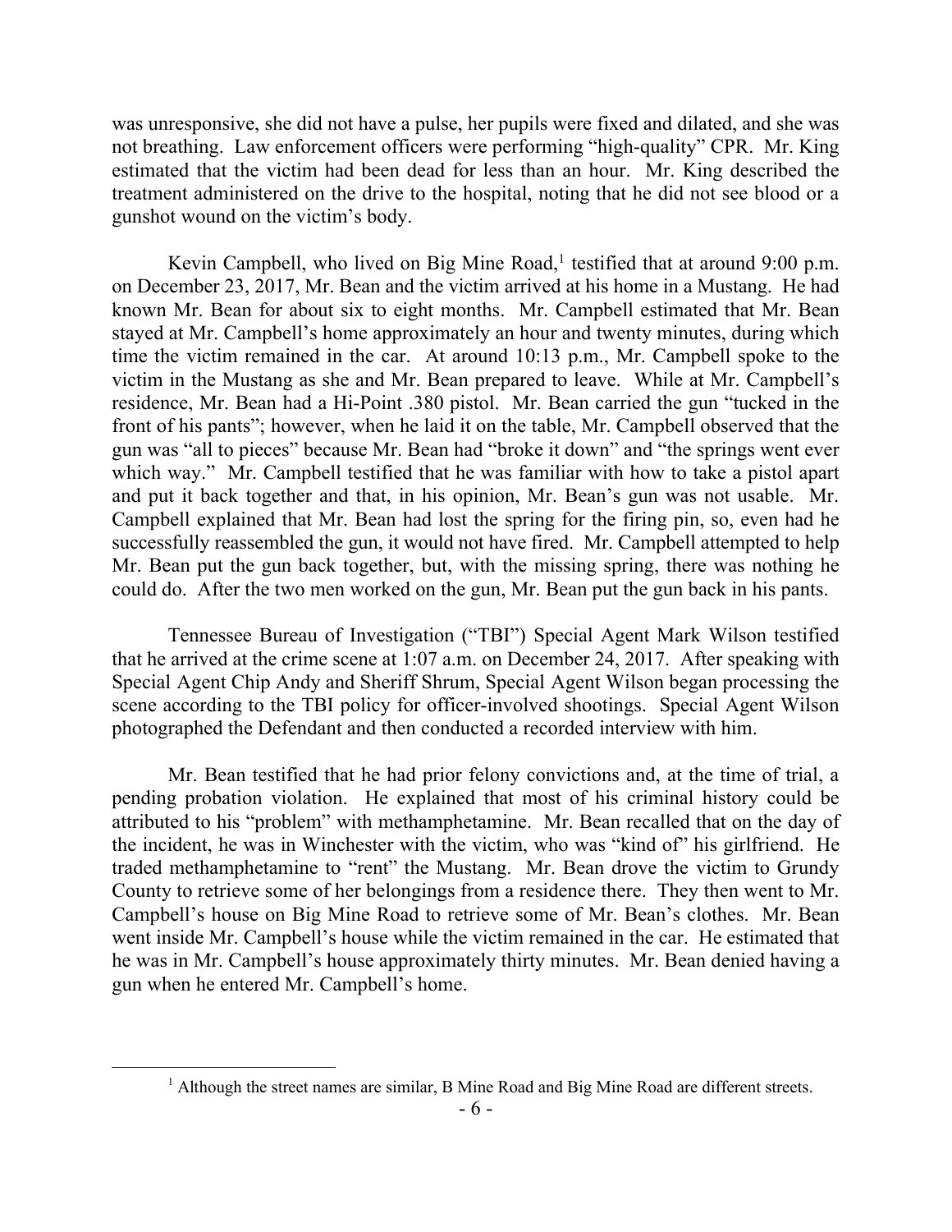was unresponsive, she did not have a pulse, her pupils were fixed and dilated, and she was not breathing. Law enforcement officers were performing "high-quality" CPR. Mr. King estimated that the victim had been dead for less than an hour. Mr. King described the treatment administered on the drive to the hospital, noting that he did not see blood or a gunshot wound on the victim's body.

Kevin Campbell, who lived on Big Mine Road,[1] testified that at around 9:00 p.m. on December 23, 2017, Mr. Bean and the victim arrived at his home in a Mustang. He had known Mr. Bean for about six to eight months. Mr. Campbell estimated that Mr. Bean stayed at Mr. Campbell's home approximately an hour and twenty minutes, during which time the victim remained in the car. At around 10:13 p.m., Mr. Campbell spoke to the victim in the Mustang as she and Mr. Bean prepared to leave. While at Mr. Campbell's residence, Mr. Bean had a Hi-Point .380 pistol. Mr. Bean carried the gun "tucked in the front of his pants"; however, when he laid it on the table, Mr. Campbell observed that the gun was "all to pieces" because Mr. Bean had "broke it down" and "the springs went ever which way." Mr. Campbell testified that he was familiar with how to take a pistol apart and put it back together and that, in his opinion, Mr. Bean's gun was not usable. Mr. Campbell explained that Mr. Bean had lost the spring for the firing pin, so, even had he successfully reassembled the gun, it would not have fired. Mr. Campbell attempted to help Mr. Bean put the gun back together, but, with the missing spring, there was nothing he could do. After the two men worked on the gun, Mr. Bean put the gun back in his pants.

Tennessee Bureau of Investigation ("TBI") Special Agent Mark Wilson testified that he arrived at the crime scene at 1:07 a.m. on December 24, 2017. After speaking with Special Agent Chip Andy and Sheriff Shrum, Special Agent Wilson began processing the scene according to the TBI policy for officer-involved shootings. Special Agent Wilson photographed the Defendant and then conducted a recorded interview with him.

Mr. Bean testified that he had prior felony convictions and, at the time of trial, a pending probation violation. He explained that most of his criminal history could be attributed to his "problem" with methamphetamine. Mr. Bean recalled that on the day of the incident, he was in Winchester with the victim, who was "kind of" his girlfriend. He traded methamphetamine to "rent" the Mustang. Mr. Bean drove the victim to Grundy County to retrieve some of her belongings from a residence there. They then went to Mr. Campbell's house on Big Mine Road to retrieve some of Mr. Bean's clothes. Mr. Bean went inside Mr. Campbell's house while the victim remained in the car. He estimated that he was in Mr. Campbell's house approximately thirty minutes. Mr. Bean denied having a gun when he entered Mr. Campbell's home.

---

[1] Although the street names are similar, B Mine Road and Big Mine Road are different streets.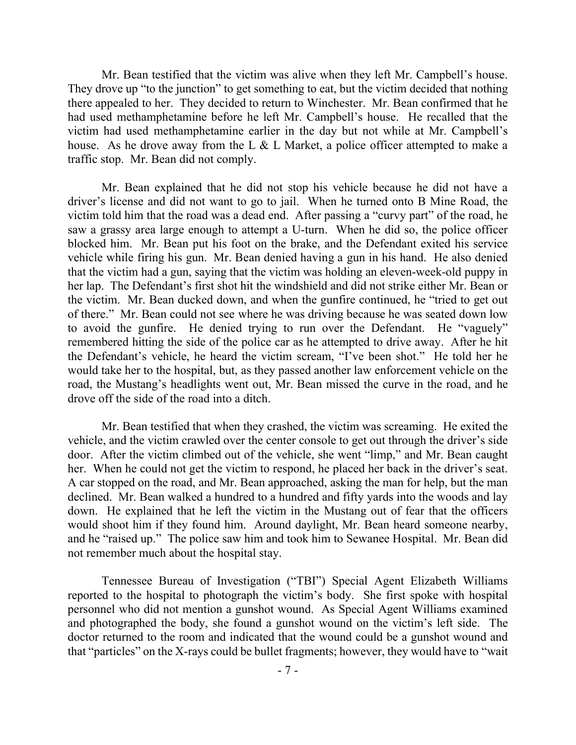Mr. Bean testified that the victim was alive when they left Mr. Campbell's house. They drove up "to the junction" to get something to eat, but the victim decided that nothing there appealed to her. They decided to return to Winchester. Mr. Bean confirmed that he had used methamphetamine before he left Mr. Campbell's house. He recalled that the victim had used methamphetamine earlier in the day but not while at Mr. Campbell's house. As he drove away from the L & L Market, a police officer attempted to make a traffic stop. Mr. Bean did not comply.

Mr. Bean explained that he did not stop his vehicle because he did not have a driver's license and did not want to go to jail. When he turned onto B Mine Road, the victim told him that the road was a dead end. After passing a "curvy part" of the road, he saw a grassy area large enough to attempt a U-turn. When he did so, the police officer blocked him. Mr. Bean put his foot on the brake, and the Defendant exited his service vehicle while firing his gun. Mr. Bean denied having a gun in his hand. He also denied that the victim had a gun, saying that the victim was holding an eleven-week-old puppy in her lap. The Defendant's first shot hit the windshield and did not strike either Mr. Bean or the victim. Mr. Bean ducked down, and when the gunfire continued, he "tried to get out of there." Mr. Bean could not see where he was driving because he was seated down low to avoid the gunfire. He denied trying to run over the Defendant. He "vaguely" remembered hitting the side of the police car as he attempted to drive away. After he hit the Defendant's vehicle, he heard the victim scream, "I've been shot." He told her he would take her to the hospital, but, as they passed another law enforcement vehicle on the road, the Mustang's headlights went out, Mr. Bean missed the curve in the road, and he drove off the side of the road into a ditch.

Mr. Bean testified that when they crashed, the victim was screaming. He exited the vehicle, and the victim crawled over the center console to get out through the driver's side door. After the victim climbed out of the vehicle, she went "limp," and Mr. Bean caught her. When he could not get the victim to respond, he placed her back in the driver's seat. A car stopped on the road, and Mr. Bean approached, asking the man for help, but the man declined. Mr. Bean walked a hundred to a hundred and fifty yards into the woods and lay down. He explained that he left the victim in the Mustang out of fear that the officers would shoot him if they found him. Around daylight, Mr. Bean heard someone nearby, and he "raised up." The police saw him and took him to Sewanee Hospital. Mr. Bean did not remember much about the hospital stay.

Tennessee Bureau of Investigation ("TBI") Special Agent Elizabeth Williams reported to the hospital to photograph the victim's body. She first spoke with hospital personnel who did not mention a gunshot wound. As Special Agent Williams examined and photographed the body, she found a gunshot wound on the victim's left side. The doctor returned to the room and indicated that the wound could be a gunshot wound and that "particles" on the X-rays could be bullet fragments; however, they would have to "wait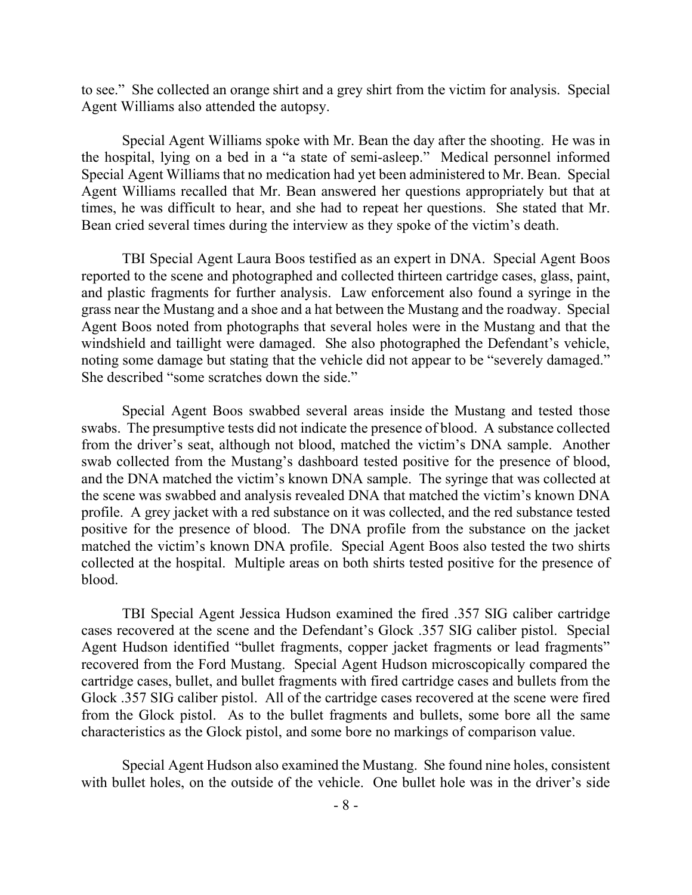to see." She collected an orange shirt and a grey shirt from the victim for analysis. Special Agent Williams also attended the autopsy.

Special Agent Williams spoke with Mr. Bean the day after the shooting. He was in the hospital, lying on a bed in a "a state of semi-asleep." Medical personnel informed Special Agent Williams that no medication had yet been administered to Mr. Bean. Special Agent Williams recalled that Mr. Bean answered her questions appropriately but that at times, he was difficult to hear, and she had to repeat her questions. She stated that Mr. Bean cried several times during the interview as they spoke of the victim's death.

TBI Special Agent Laura Boos testified as an expert in DNA. Special Agent Boos reported to the scene and photographed and collected thirteen cartridge cases, glass, paint, and plastic fragments for further analysis. Law enforcement also found a syringe in the grass near the Mustang and a shoe and a hat between the Mustang and the roadway. Special Agent Boos noted from photographs that several holes were in the Mustang and that the windshield and taillight were damaged. She also photographed the Defendant's vehicle, noting some damage but stating that the vehicle did not appear to be "severely damaged." She described "some scratches down the side."

Special Agent Boos swabbed several areas inside the Mustang and tested those swabs. The presumptive tests did not indicate the presence of blood. A substance collected from the driver's seat, although not blood, matched the victim's DNA sample. Another swab collected from the Mustang's dashboard tested positive for the presence of blood, and the DNA matched the victim's known DNA sample. The syringe that was collected at the scene was swabbed and analysis revealed DNA that matched the victim's known DNA profile. A grey jacket with a red substance on it was collected, and the red substance tested positive for the presence of blood. The DNA profile from the substance on the jacket matched the victim's known DNA profile. Special Agent Boos also tested the two shirts collected at the hospital. Multiple areas on both shirts tested positive for the presence of blood.

TBI Special Agent Jessica Hudson examined the fired .357 SIG caliber cartridge cases recovered at the scene and the Defendant's Glock .357 SIG caliber pistol. Special Agent Hudson identified "bullet fragments, copper jacket fragments or lead fragments" recovered from the Ford Mustang. Special Agent Hudson microscopically compared the cartridge cases, bullet, and bullet fragments with fired cartridge cases and bullets from the Glock .357 SIG caliber pistol. All of the cartridge cases recovered at the scene were fired from the Glock pistol. As to the bullet fragments and bullets, some bore all the same characteristics as the Glock pistol, and some bore no markings of comparison value.

Special Agent Hudson also examined the Mustang. She found nine holes, consistent with bullet holes, on the outside of the vehicle. One bullet hole was in the driver's side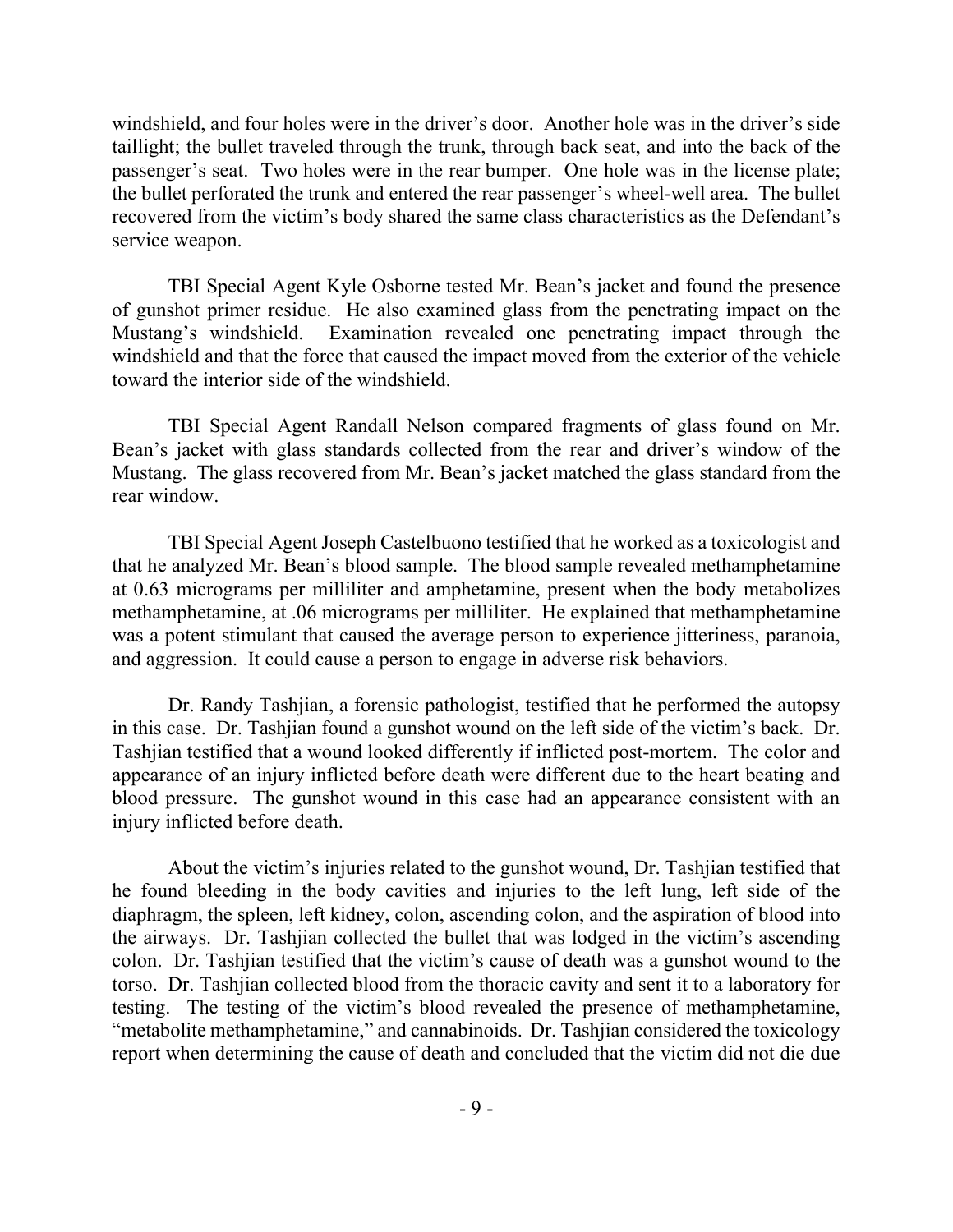windshield, and four holes were in the driver's door. Another hole was in the driver's side taillight; the bullet traveled through the trunk, through back seat, and into the back of the passenger's seat. Two holes were in the rear bumper. One hole was in the license plate; the bullet perforated the trunk and entered the rear passenger's wheel-well area. The bullet recovered from the victim's body shared the same class characteristics as the Defendant's service weapon.

TBI Special Agent Kyle Osborne tested Mr. Bean's jacket and found the presence of gunshot primer residue. He also examined glass from the penetrating impact on the Mustang's windshield. Examination revealed one penetrating impact through the windshield and that the force that caused the impact moved from the exterior of the vehicle toward the interior side of the windshield.

TBI Special Agent Randall Nelson compared fragments of glass found on Mr. Bean's jacket with glass standards collected from the rear and driver's window of the Mustang. The glass recovered from Mr. Bean's jacket matched the glass standard from the rear window.

TBI Special Agent Joseph Castelbuono testified that he worked as a toxicologist and that he analyzed Mr. Bean's blood sample. The blood sample revealed methamphetamine at 0.63 micrograms per milliliter and amphetamine, present when the body metabolizes methamphetamine, at .06 micrograms per milliliter. He explained that methamphetamine was a potent stimulant that caused the average person to experience jitteriness, paranoia, and aggression. It could cause a person to engage in adverse risk behaviors.

Dr. Randy Tashjian, a forensic pathologist, testified that he performed the autopsy in this case. Dr. Tashjian found a gunshot wound on the left side of the victim's back. Dr. Tashjian testified that a wound looked differently if inflicted post-mortem. The color and appearance of an injury inflicted before death were different due to the heart beating and blood pressure. The gunshot wound in this case had an appearance consistent with an injury inflicted before death.

About the victim's injuries related to the gunshot wound, Dr. Tashjian testified that he found bleeding in the body cavities and injuries to the left lung, left side of the diaphragm, the spleen, left kidney, colon, ascending colon, and the aspiration of blood into the airways. Dr. Tashjian collected the bullet that was lodged in the victim's ascending colon. Dr. Tashjian testified that the victim's cause of death was a gunshot wound to the torso. Dr. Tashjian collected blood from the thoracic cavity and sent it to a laboratory for testing. The testing of the victim's blood revealed the presence of methamphetamine, "metabolite methamphetamine," and cannabinoids. Dr. Tashjian considered the toxicology report when determining the cause of death and concluded that the victim did not die due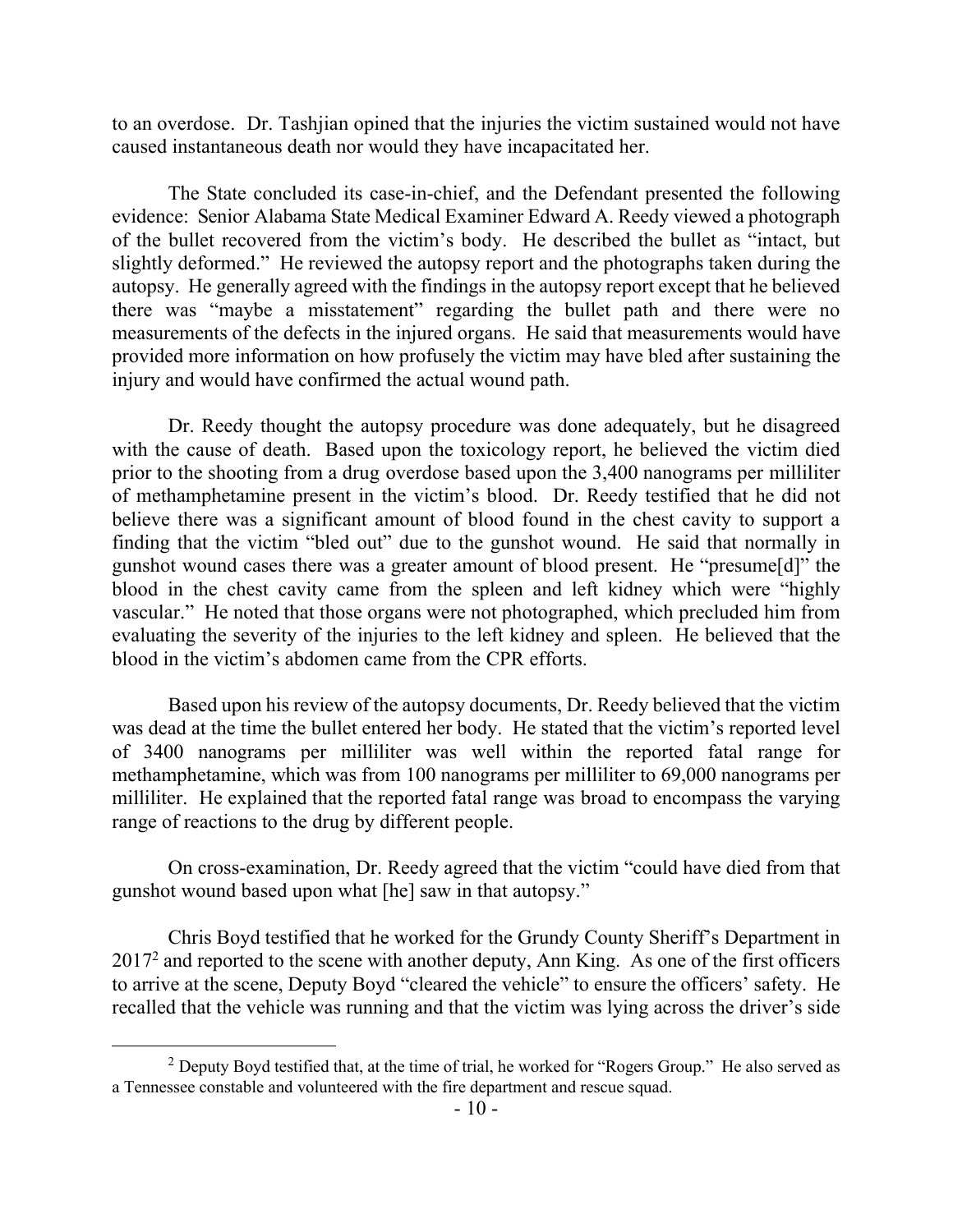to an overdose. Dr. Tashjian opined that the injuries the victim sustained would not have caused instantaneous death nor would they have incapacitated her.

The State concluded its case-in-chief, and the Defendant presented the following evidence: Senior Alabama State Medical Examiner Edward A. Reedy viewed a photograph of the bullet recovered from the victim's body. He described the bullet as "intact, but slightly deformed." He reviewed the autopsy report and the photographs taken during the autopsy. He generally agreed with the findings in the autopsy report except that he believed there was "maybe a misstatement" regarding the bullet path and there were no measurements of the defects in the injured organs. He said that measurements would have provided more information on how profusely the victim may have bled after sustaining the injury and would have confirmed the actual wound path.

Dr. Reedy thought the autopsy procedure was done adequately, but he disagreed with the cause of death. Based upon the toxicology report, he believed the victim died prior to the shooting from a drug overdose based upon the 3,400 nanograms per milliliter of methamphetamine present in the victim's blood. Dr. Reedy testified that he did not believe there was a significant amount of blood found in the chest cavity to support a finding that the victim "bled out" due to the gunshot wound. He said that normally in gunshot wound cases there was a greater amount of blood present. He "presume[d]" the blood in the chest cavity came from the spleen and left kidney which were "highly vascular." He noted that those organs were not photographed, which precluded him from evaluating the severity of the injuries to the left kidney and spleen. He believed that the blood in the victim's abdomen came from the CPR efforts.

Based upon his review of the autopsy documents, Dr. Reedy believed that the victim was dead at the time the bullet entered her body. He stated that the victim's reported level of 3400 nanograms per milliliter was well within the reported fatal range for methamphetamine, which was from 100 nanograms per milliliter to 69,000 nanograms per milliliter. He explained that the reported fatal range was broad to encompass the varying range of reactions to the drug by different people.

On cross-examination, Dr. Reedy agreed that the victim "could have died from that gunshot wound based upon what [he] saw in that autopsy."

Chris Boyd testified that he worked for the Grundy County Sheriff's Department in 2017[2] and reported to the scene with another deputy, Ann King. As one of the first officers to arrive at the scene, Deputy Boyd "cleared the vehicle" to ensure the officers' safety. He recalled that the vehicle was running and that the victim was lying across the driver's side

[2] Deputy Boyd testified that, at the time of trial, he worked for "Rogers Group." He also served as a Tennessee constable and volunteered with the fire department and rescue squad.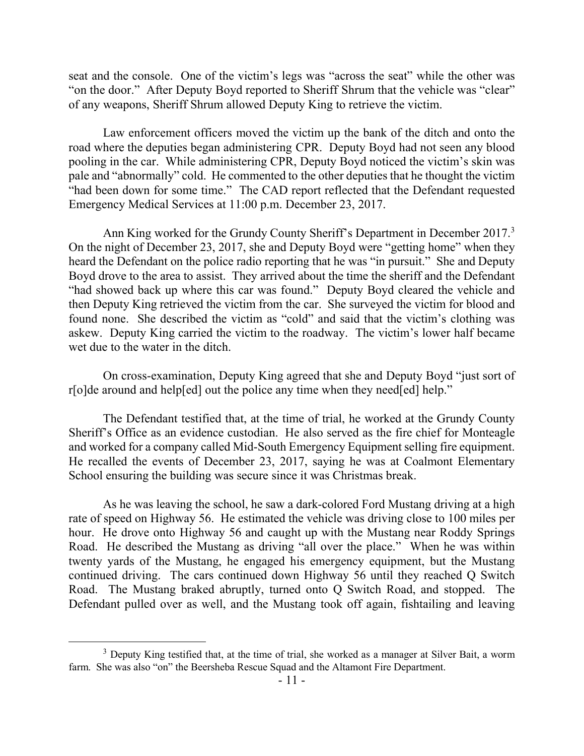seat and the console. One of the victim's legs was "across the seat" while the other was "on the door." After Deputy Boyd reported to Sheriff Shrum that the vehicle was "clear" of any weapons, Sheriff Shrum allowed Deputy King to retrieve the victim.

Law enforcement officers moved the victim up the bank of the ditch and onto the road where the deputies began administering CPR. Deputy Boyd had not seen any blood pooling in the car. While administering CPR, Deputy Boyd noticed the victim's skin was pale and "abnormally" cold. He commented to the other deputies that he thought the victim "had been down for some time." The CAD report reflected that the Defendant requested Emergency Medical Services at 11:00 p.m. December 23, 2017.

Ann King worked for the Grundy County Sheriff's Department in December 2017.[3] On the night of December 23, 2017, she and Deputy Boyd were "getting home" when they heard the Defendant on the police radio reporting that he was "in pursuit." She and Deputy Boyd drove to the area to assist. They arrived about the time the sheriff and the Defendant "had showed back up where this car was found." Deputy Boyd cleared the vehicle and then Deputy King retrieved the victim from the car. She surveyed the victim for blood and found none. She described the victim as "cold" and said that the victim's clothing was askew. Deputy King carried the victim to the roadway. The victim's lower half became wet due to the water in the ditch.

On cross-examination, Deputy King agreed that she and Deputy Boyd "just sort of r[o]de around and help[ed] out the police any time when they need[ed] help."

The Defendant testified that, at the time of trial, he worked at the Grundy County Sheriff's Office as an evidence custodian. He also served as the fire chief for Monteagle and worked for a company called Mid-South Emergency Equipment selling fire equipment. He recalled the events of December 23, 2017, saying he was at Coalmont Elementary School ensuring the building was secure since it was Christmas break.

As he was leaving the school, he saw a dark-colored Ford Mustang driving at a high rate of speed on Highway 56. He estimated the vehicle was driving close to 100 miles per hour. He drove onto Highway 56 and caught up with the Mustang near Roddy Springs Road. He described the Mustang as driving "all over the place." When he was within twenty yards of the Mustang, he engaged his emergency equipment, but the Mustang continued driving. The cars continued down Highway 56 until they reached Q Switch Road. The Mustang braked abruptly, turned onto Q Switch Road, and stopped. The Defendant pulled over as well, and the Mustang took off again, fishtailing and leaving

---

[3] Deputy King testified that, at the time of trial, she worked as a manager at Silver Bait, a worm farm. She was also "on" the Beersheba Rescue Squad and the Altamont Fire Department.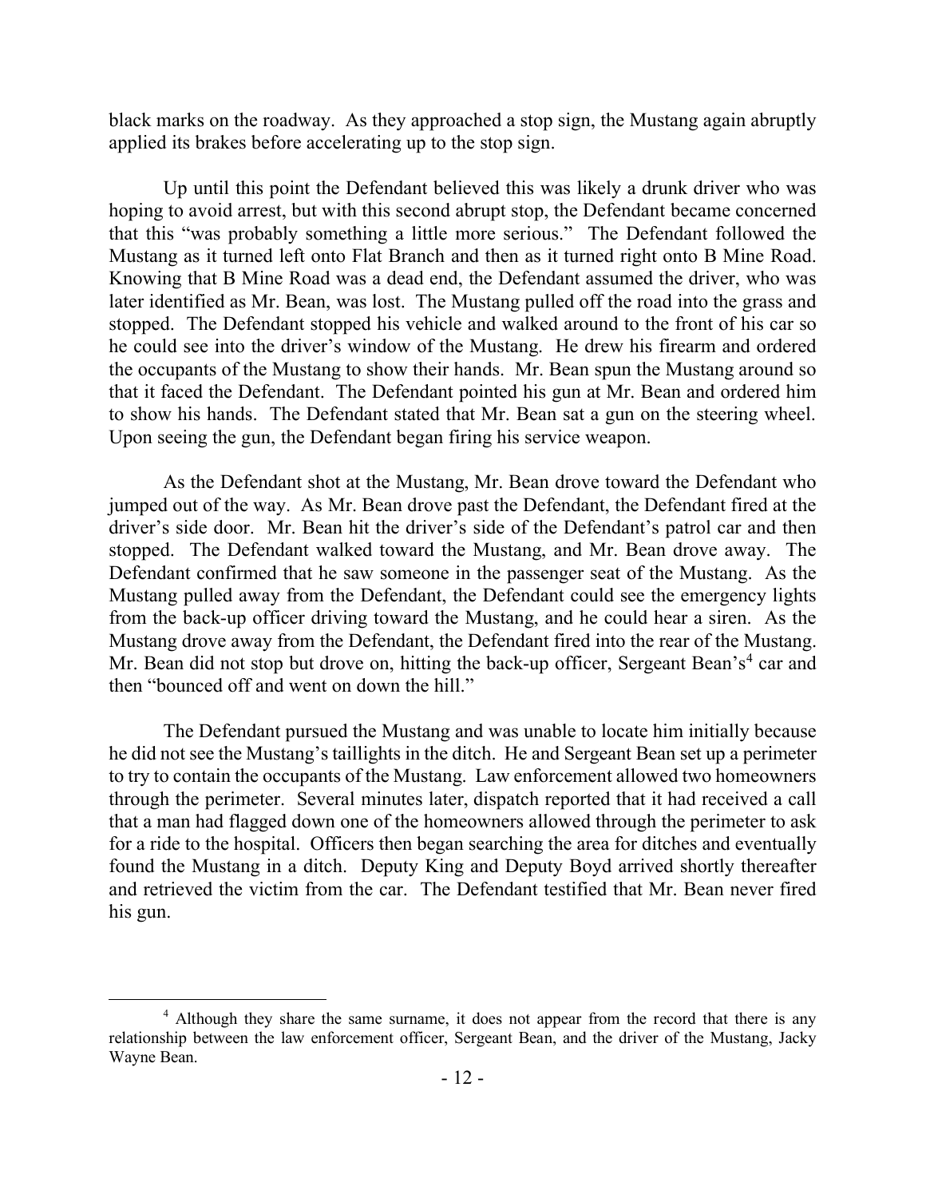black marks on the roadway. As they approached a stop sign, the Mustang again abruptly applied its brakes before accelerating up to the stop sign.

Up until this point the Defendant believed this was likely a drunk driver who was hoping to avoid arrest, but with this second abrupt stop, the Defendant became concerned that this "was probably something a little more serious." The Defendant followed the Mustang as it turned left onto Flat Branch and then as it turned right onto B Mine Road. Knowing that B Mine Road was a dead end, the Defendant assumed the driver, who was later identified as Mr. Bean, was lost. The Mustang pulled off the road into the grass and stopped. The Defendant stopped his vehicle and walked around to the front of his car so he could see into the driver's window of the Mustang. He drew his firearm and ordered the occupants of the Mustang to show their hands. Mr. Bean spun the Mustang around so that it faced the Defendant. The Defendant pointed his gun at Mr. Bean and ordered him to show his hands. The Defendant stated that Mr. Bean sat a gun on the steering wheel. Upon seeing the gun, the Defendant began firing his service weapon.

As the Defendant shot at the Mustang, Mr. Bean drove toward the Defendant who jumped out of the way. As Mr. Bean drove past the Defendant, the Defendant fired at the driver's side door. Mr. Bean hit the driver's side of the Defendant's patrol car and then stopped. The Defendant walked toward the Mustang, and Mr. Bean drove away. The Defendant confirmed that he saw someone in the passenger seat of the Mustang. As the Mustang pulled away from the Defendant, the Defendant could see the emergency lights from the back-up officer driving toward the Mustang, and he could hear a siren. As the Mustang drove away from the Defendant, the Defendant fired into the rear of the Mustang. Mr. Bean did not stop but drove on, hitting the back-up officer, Sergeant Bean's[4] car and then "bounced off and went on down the hill."

The Defendant pursued the Mustang and was unable to locate him initially because he did not see the Mustang's taillights in the ditch. He and Sergeant Bean set up a perimeter to try to contain the occupants of the Mustang. Law enforcement allowed two homeowners through the perimeter. Several minutes later, dispatch reported that it had received a call that a man had flagged down one of the homeowners allowed through the perimeter to ask for a ride to the hospital. Officers then began searching the area for ditches and eventually found the Mustang in a ditch. Deputy King and Deputy Boyd arrived shortly thereafter and retrieved the victim from the car. The Defendant testified that Mr. Bean never fired his gun.

[4] Although they share the same surname, it does not appear from the record that there is any relationship between the law enforcement officer, Sergeant Bean, and the driver of the Mustang, Jacky Wayne Bean.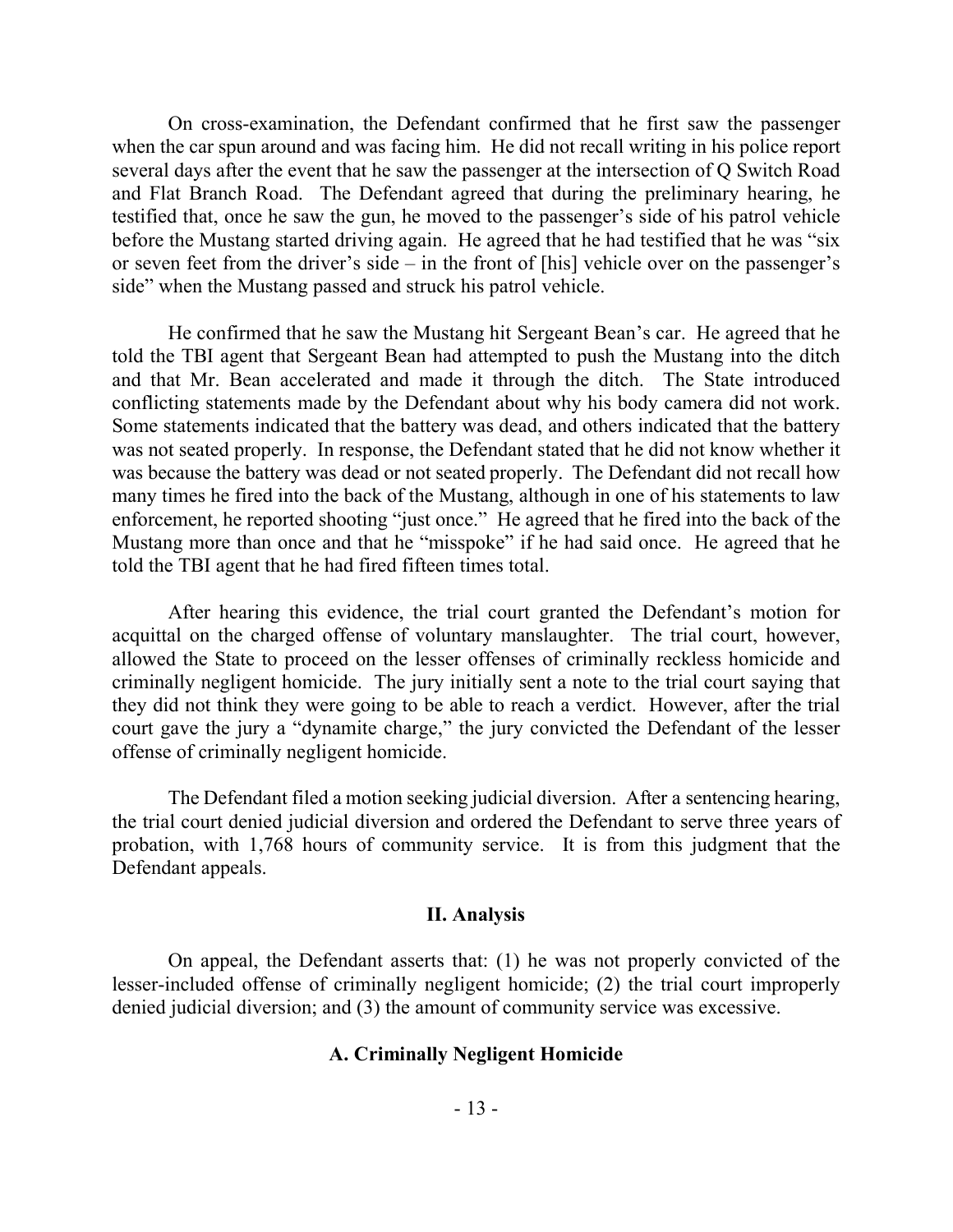On cross-examination, the Defendant confirmed that he first saw the passenger when the car spun around and was facing him. He did not recall writing in his police report several days after the event that he saw the passenger at the intersection of Q Switch Road and Flat Branch Road. The Defendant agreed that during the preliminary hearing, he testified that, once he saw the gun, he moved to the passenger's side of his patrol vehicle before the Mustang started driving again. He agreed that he had testified that he was "six or seven feet from the driver's side – in the front of [his] vehicle over on the passenger's side" when the Mustang passed and struck his patrol vehicle.

He confirmed that he saw the Mustang hit Sergeant Bean's car. He agreed that he told the TBI agent that Sergeant Bean had attempted to push the Mustang into the ditch and that Mr. Bean accelerated and made it through the ditch. The State introduced conflicting statements made by the Defendant about why his body camera did not work. Some statements indicated that the battery was dead, and others indicated that the battery was not seated properly. In response, the Defendant stated that he did not know whether it was because the battery was dead or not seated properly. The Defendant did not recall how many times he fired into the back of the Mustang, although in one of his statements to law enforcement, he reported shooting "just once." He agreed that he fired into the back of the Mustang more than once and that he "misspoke" if he had said once. He agreed that he told the TBI agent that he had fired fifteen times total.

After hearing this evidence, the trial court granted the Defendant's motion for acquittal on the charged offense of voluntary manslaughter. The trial court, however, allowed the State to proceed on the lesser offenses of criminally reckless homicide and criminally negligent homicide. The jury initially sent a note to the trial court saying that they did not think they were going to be able to reach a verdict. However, after the trial court gave the jury a "dynamite charge," the jury convicted the Defendant of the lesser offense of criminally negligent homicide.

The Defendant filed a motion seeking judicial diversion. After a sentencing hearing, the trial court denied judicial diversion and ordered the Defendant to serve three years of probation, with 1,768 hours of community service. It is from this judgment that the Defendant appeals.

## II. Analysis

On appeal, the Defendant asserts that: (1) he was not properly convicted of the lesser-included offense of criminally negligent homicide; (2) the trial court improperly denied judicial diversion; and (3) the amount of community service was excessive.

### A. Criminally Negligent Homicide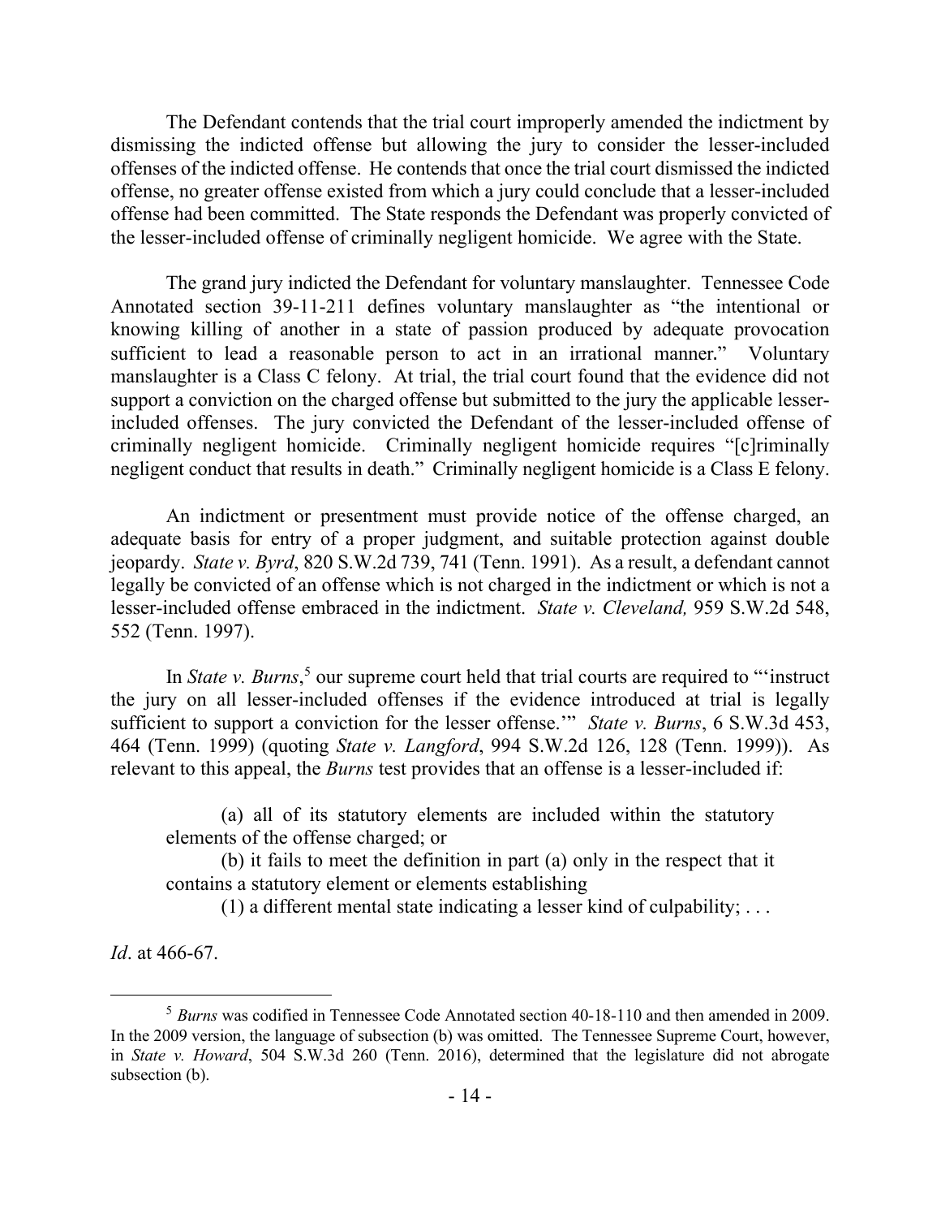The Defendant contends that the trial court improperly amended the indictment by dismissing the indicted offense but allowing the jury to consider the lesser-included offenses of the indicted offense. He contends that once the trial court dismissed the indicted offense, no greater offense existed from which a jury could conclude that a lesser-included offense had been committed. The State responds the Defendant was properly convicted of the lesser-included offense of criminally negligent homicide. We agree with the State.

The grand jury indicted the Defendant for voluntary manslaughter. Tennessee Code Annotated section 39-11-211 defines voluntary manslaughter as "the intentional or knowing killing of another in a state of passion produced by adequate provocation sufficient to lead a reasonable person to act in an irrational manner." Voluntary manslaughter is a Class C felony. At trial, the trial court found that the evidence did not support a conviction on the charged offense but submitted to the jury the applicable lesser-included offenses. The jury convicted the Defendant of the lesser-included offense of criminally negligent homicide. Criminally negligent homicide requires "[c]riminally negligent conduct that results in death." Criminally negligent homicide is a Class E felony.

An indictment or presentment must provide notice of the offense charged, an adequate basis for entry of a proper judgment, and suitable protection against double jeopardy. *State v. Byrd*, 820 S.W.2d 739, 741 (Tenn. 1991). As a result, a defendant cannot legally be convicted of an offense which is not charged in the indictment or which is not a lesser-included offense embraced in the indictment. *State v. Cleveland,* 959 S.W.2d 548, 552 (Tenn. 1997).

In *State v. Burns*,[5] our supreme court held that trial courts are required to "'instruct the jury on all lesser-included offenses if the evidence introduced at trial is legally sufficient to support a conviction for the lesser offense.'" *State v. Burns*, 6 S.W.3d 453, 464 (Tenn. 1999) (quoting *State v. Langford*, 994 S.W.2d 126, 128 (Tenn. 1999)). As relevant to this appeal, the *Burns* test provides that an offense is a lesser-included if:

> (a) all of its statutory elements are included within the statutory elements of the offense charged; or
>
> (b) it fails to meet the definition in part (a) only in the respect that it contains a statutory element or elements establishing
>
> (1) a different mental state indicating a lesser kind of culpability; . . .

*Id*. at 466-67.

---

[5] *Burns* was codified in Tennessee Code Annotated section 40-18-110 and then amended in 2009. In the 2009 version, the language of subsection (b) was omitted. The Tennessee Supreme Court, however, in *State v. Howard*, 504 S.W.3d 260 (Tenn. 2016), determined that the legislature did not abrogate subsection (b).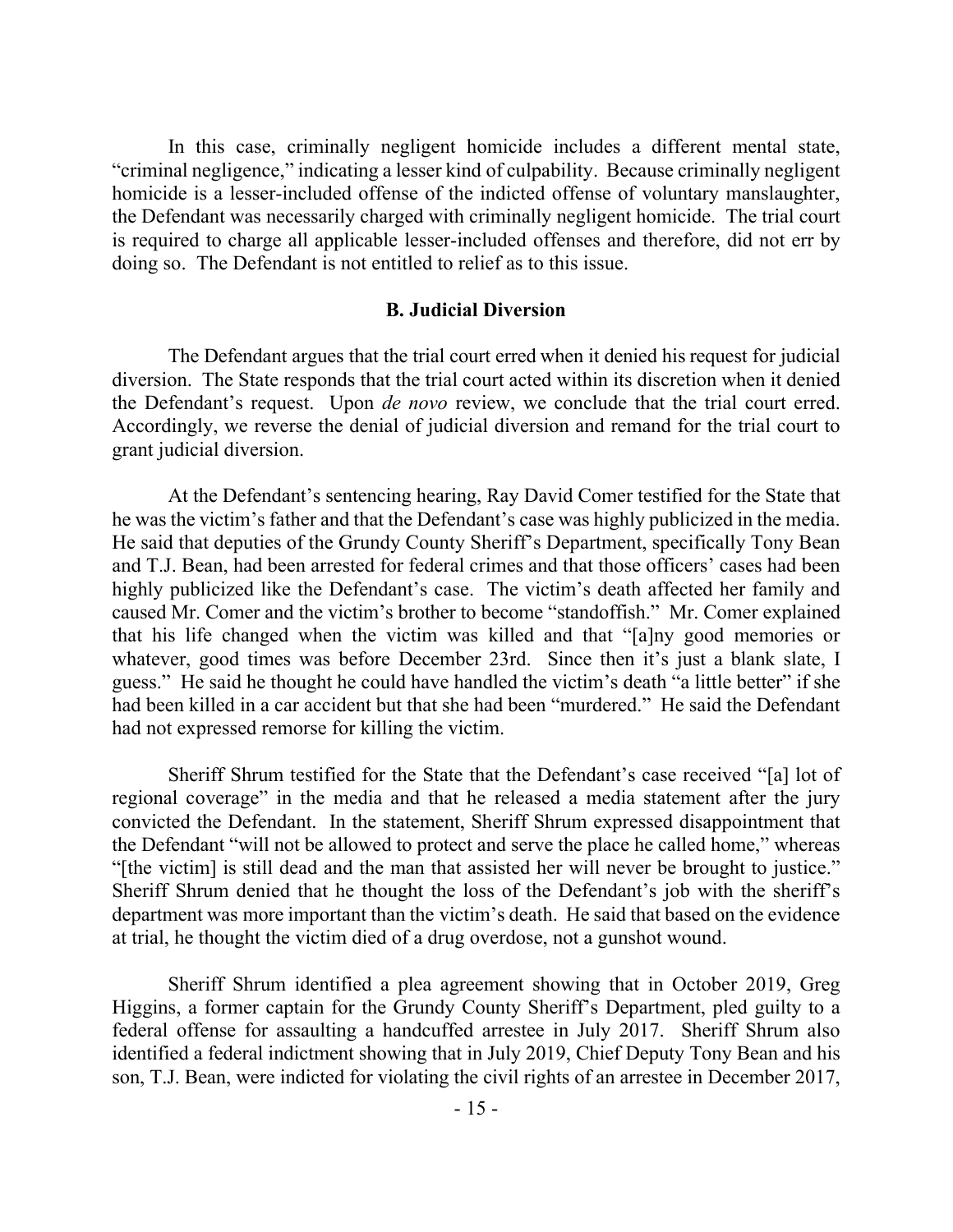In this case, criminally negligent homicide includes a different mental state, "criminal negligence," indicating a lesser kind of culpability. Because criminally negligent homicide is a lesser-included offense of the indicted offense of voluntary manslaughter, the Defendant was necessarily charged with criminally negligent homicide. The trial court is required to charge all applicable lesser-included offenses and therefore, did not err by doing so. The Defendant is not entitled to relief as to this issue.

### B. Judicial Diversion

The Defendant argues that the trial court erred when it denied his request for judicial diversion. The State responds that the trial court acted within its discretion when it denied the Defendant's request. Upon *de novo* review, we conclude that the trial court erred. Accordingly, we reverse the denial of judicial diversion and remand for the trial court to grant judicial diversion.

At the Defendant's sentencing hearing, Ray David Comer testified for the State that he was the victim's father and that the Defendant's case was highly publicized in the media. He said that deputies of the Grundy County Sheriff's Department, specifically Tony Bean and T.J. Bean, had been arrested for federal crimes and that those officers' cases had been highly publicized like the Defendant's case. The victim's death affected her family and caused Mr. Comer and the victim's brother to become "standoffish." Mr. Comer explained that his life changed when the victim was killed and that "[a]ny good memories or whatever, good times was before December 23rd. Since then it's just a blank slate, I guess." He said he thought he could have handled the victim's death "a little better" if she had been killed in a car accident but that she had been "murdered." He said the Defendant had not expressed remorse for killing the victim.

Sheriff Shrum testified for the State that the Defendant's case received "[a] lot of regional coverage" in the media and that he released a media statement after the jury convicted the Defendant. In the statement, Sheriff Shrum expressed disappointment that the Defendant "will not be allowed to protect and serve the place he called home," whereas "[the victim] is still dead and the man that assisted her will never be brought to justice." Sheriff Shrum denied that he thought the loss of the Defendant's job with the sheriff's department was more important than the victim's death. He said that based on the evidence at trial, he thought the victim died of a drug overdose, not a gunshot wound.

Sheriff Shrum identified a plea agreement showing that in October 2019, Greg Higgins, a former captain for the Grundy County Sheriff's Department, pled guilty to a federal offense for assaulting a handcuffed arrestee in July 2017. Sheriff Shrum also identified a federal indictment showing that in July 2019, Chief Deputy Tony Bean and his son, T.J. Bean, were indicted for violating the civil rights of an arrestee in December 2017,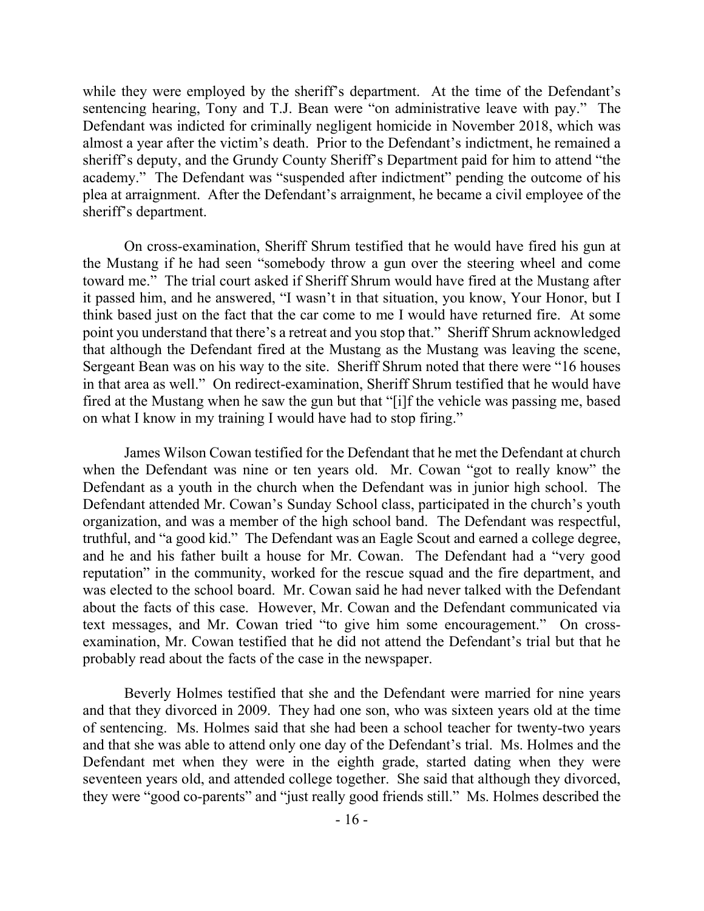while they were employed by the sheriff's department. At the time of the Defendant's sentencing hearing, Tony and T.J. Bean were "on administrative leave with pay." The Defendant was indicted for criminally negligent homicide in November 2018, which was almost a year after the victim's death. Prior to the Defendant's indictment, he remained a sheriff's deputy, and the Grundy County Sheriff's Department paid for him to attend "the academy." The Defendant was "suspended after indictment" pending the outcome of his plea at arraignment. After the Defendant's arraignment, he became a civil employee of the sheriff's department.

On cross-examination, Sheriff Shrum testified that he would have fired his gun at the Mustang if he had seen "somebody throw a gun over the steering wheel and come toward me." The trial court asked if Sheriff Shrum would have fired at the Mustang after it passed him, and he answered, "I wasn't in that situation, you know, Your Honor, but I think based just on the fact that the car come to me I would have returned fire. At some point you understand that there's a retreat and you stop that." Sheriff Shrum acknowledged that although the Defendant fired at the Mustang as the Mustang was leaving the scene, Sergeant Bean was on his way to the site. Sheriff Shrum noted that there were "16 houses in that area as well." On redirect-examination, Sheriff Shrum testified that he would have fired at the Mustang when he saw the gun but that "[i]f the vehicle was passing me, based on what I know in my training I would have had to stop firing."

James Wilson Cowan testified for the Defendant that he met the Defendant at church when the Defendant was nine or ten years old. Mr. Cowan "got to really know" the Defendant as a youth in the church when the Defendant was in junior high school. The Defendant attended Mr. Cowan's Sunday School class, participated in the church's youth organization, and was a member of the high school band. The Defendant was respectful, truthful, and "a good kid." The Defendant was an Eagle Scout and earned a college degree, and he and his father built a house for Mr. Cowan. The Defendant had a "very good reputation" in the community, worked for the rescue squad and the fire department, and was elected to the school board. Mr. Cowan said he had never talked with the Defendant about the facts of this case. However, Mr. Cowan and the Defendant communicated via text messages, and Mr. Cowan tried "to give him some encouragement." On cross-examination, Mr. Cowan testified that he did not attend the Defendant's trial but that he probably read about the facts of the case in the newspaper.

Beverly Holmes testified that she and the Defendant were married for nine years and that they divorced in 2009. They had one son, who was sixteen years old at the time of sentencing. Ms. Holmes said that she had been a school teacher for twenty-two years and that she was able to attend only one day of the Defendant's trial. Ms. Holmes and the Defendant met when they were in the eighth grade, started dating when they were seventeen years old, and attended college together. She said that although they divorced, they were "good co-parents" and "just really good friends still." Ms. Holmes described the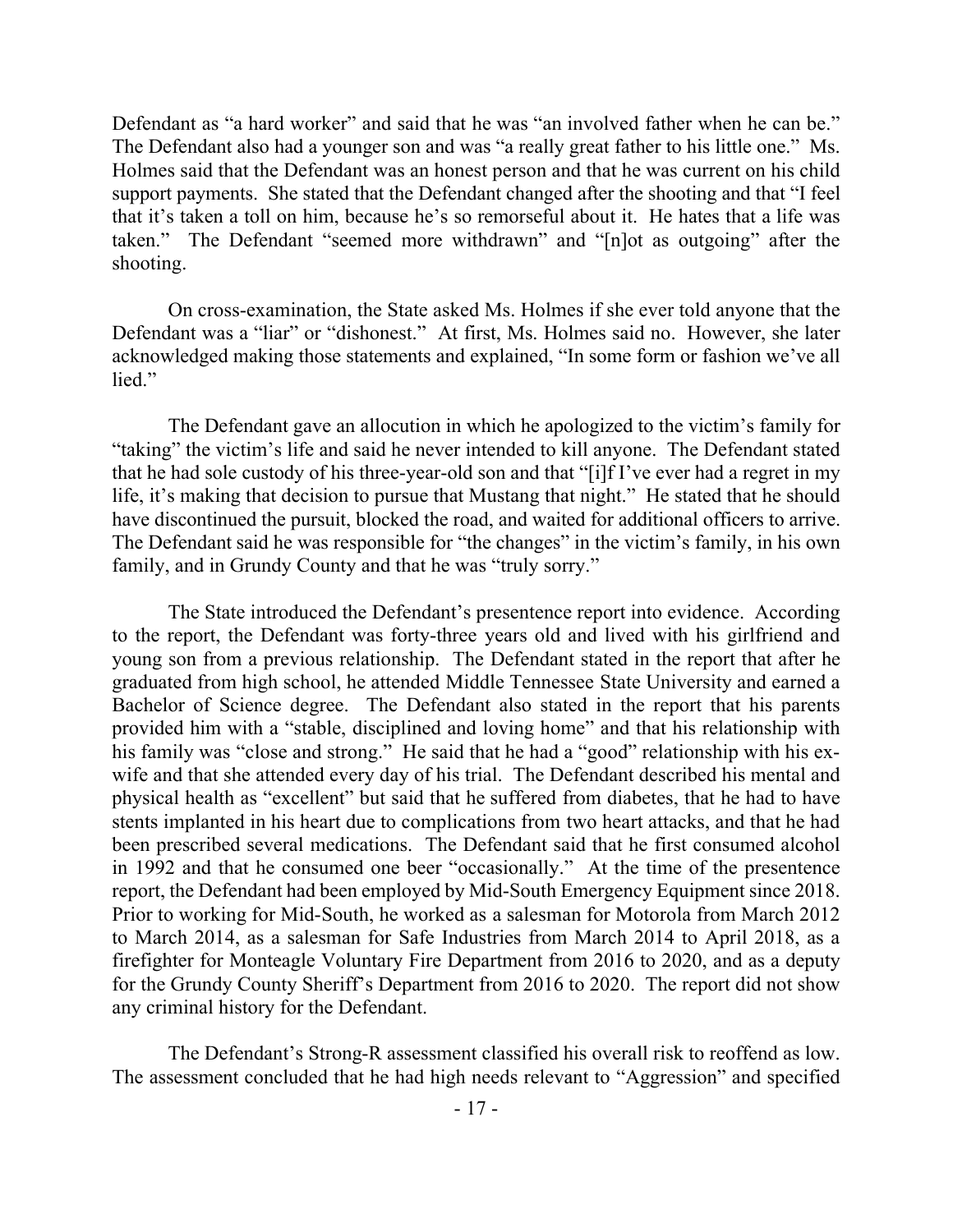Defendant as "a hard worker" and said that he was "an involved father when he can be." The Defendant also had a younger son and was "a really great father to his little one." Ms. Holmes said that the Defendant was an honest person and that he was current on his child support payments. She stated that the Defendant changed after the shooting and that "I feel that it's taken a toll on him, because he's so remorseful about it. He hates that a life was taken." The Defendant "seemed more withdrawn" and "[n]ot as outgoing" after the shooting.

On cross-examination, the State asked Ms. Holmes if she ever told anyone that the Defendant was a "liar" or "dishonest." At first, Ms. Holmes said no. However, she later acknowledged making those statements and explained, "In some form or fashion we've all lied."

The Defendant gave an allocution in which he apologized to the victim's family for "taking" the victim's life and said he never intended to kill anyone. The Defendant stated that he had sole custody of his three-year-old son and that "[i]f I've ever had a regret in my life, it's making that decision to pursue that Mustang that night." He stated that he should have discontinued the pursuit, blocked the road, and waited for additional officers to arrive. The Defendant said he was responsible for "the changes" in the victim's family, in his own family, and in Grundy County and that he was "truly sorry."

The State introduced the Defendant's presentence report into evidence. According to the report, the Defendant was forty-three years old and lived with his girlfriend and young son from a previous relationship. The Defendant stated in the report that after he graduated from high school, he attended Middle Tennessee State University and earned a Bachelor of Science degree. The Defendant also stated in the report that his parents provided him with a "stable, disciplined and loving home" and that his relationship with his family was "close and strong." He said that he had a "good" relationship with his ex-wife and that she attended every day of his trial. The Defendant described his mental and physical health as "excellent" but said that he suffered from diabetes, that he had to have stents implanted in his heart due to complications from two heart attacks, and that he had been prescribed several medications. The Defendant said that he first consumed alcohol in 1992 and that he consumed one beer "occasionally." At the time of the presentence report, the Defendant had been employed by Mid-South Emergency Equipment since 2018. Prior to working for Mid-South, he worked as a salesman for Motorola from March 2012 to March 2014, as a salesman for Safe Industries from March 2014 to April 2018, as a firefighter for Monteagle Voluntary Fire Department from 2016 to 2020, and as a deputy for the Grundy County Sheriff's Department from 2016 to 2020. The report did not show any criminal history for the Defendant.

The Defendant's Strong-R assessment classified his overall risk to reoffend as low. The assessment concluded that he had high needs relevant to "Aggression" and specified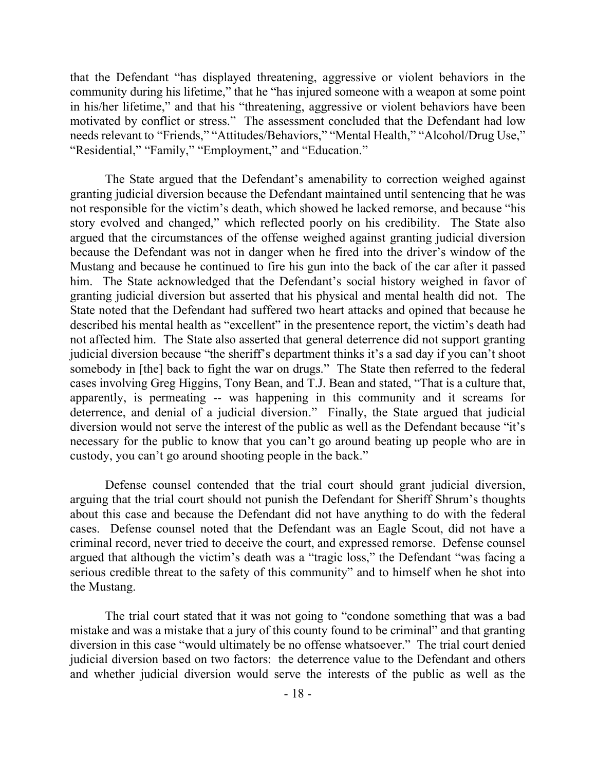that the Defendant "has displayed threatening, aggressive or violent behaviors in the community during his lifetime," that he "has injured someone with a weapon at some point in his/her lifetime," and that his "threatening, aggressive or violent behaviors have been motivated by conflict or stress." The assessment concluded that the Defendant had low needs relevant to "Friends," "Attitudes/Behaviors," "Mental Health," "Alcohol/Drug Use," "Residential," "Family," "Employment," and "Education."

The State argued that the Defendant's amenability to correction weighed against granting judicial diversion because the Defendant maintained until sentencing that he was not responsible for the victim's death, which showed he lacked remorse, and because "his story evolved and changed," which reflected poorly on his credibility. The State also argued that the circumstances of the offense weighed against granting judicial diversion because the Defendant was not in danger when he fired into the driver's window of the Mustang and because he continued to fire his gun into the back of the car after it passed him. The State acknowledged that the Defendant's social history weighed in favor of granting judicial diversion but asserted that his physical and mental health did not. The State noted that the Defendant had suffered two heart attacks and opined that because he described his mental health as "excellent" in the presentence report, the victim's death had not affected him. The State also asserted that general deterrence did not support granting judicial diversion because "the sheriff's department thinks it's a sad day if you can't shoot somebody in [the] back to fight the war on drugs." The State then referred to the federal cases involving Greg Higgins, Tony Bean, and T.J. Bean and stated, "That is a culture that, apparently, is permeating -- was happening in this community and it screams for deterrence, and denial of a judicial diversion." Finally, the State argued that judicial diversion would not serve the interest of the public as well as the Defendant because "it's necessary for the public to know that you can't go around beating up people who are in custody, you can't go around shooting people in the back."

Defense counsel contended that the trial court should grant judicial diversion, arguing that the trial court should not punish the Defendant for Sheriff Shrum's thoughts about this case and because the Defendant did not have anything to do with the federal cases. Defense counsel noted that the Defendant was an Eagle Scout, did not have a criminal record, never tried to deceive the court, and expressed remorse. Defense counsel argued that although the victim's death was a "tragic loss," the Defendant "was facing a serious credible threat to the safety of this community" and to himself when he shot into the Mustang.

The trial court stated that it was not going to "condone something that was a bad mistake and was a mistake that a jury of this county found to be criminal" and that granting diversion in this case "would ultimately be no offense whatsoever." The trial court denied judicial diversion based on two factors: the deterrence value to the Defendant and others and whether judicial diversion would serve the interests of the public as well as the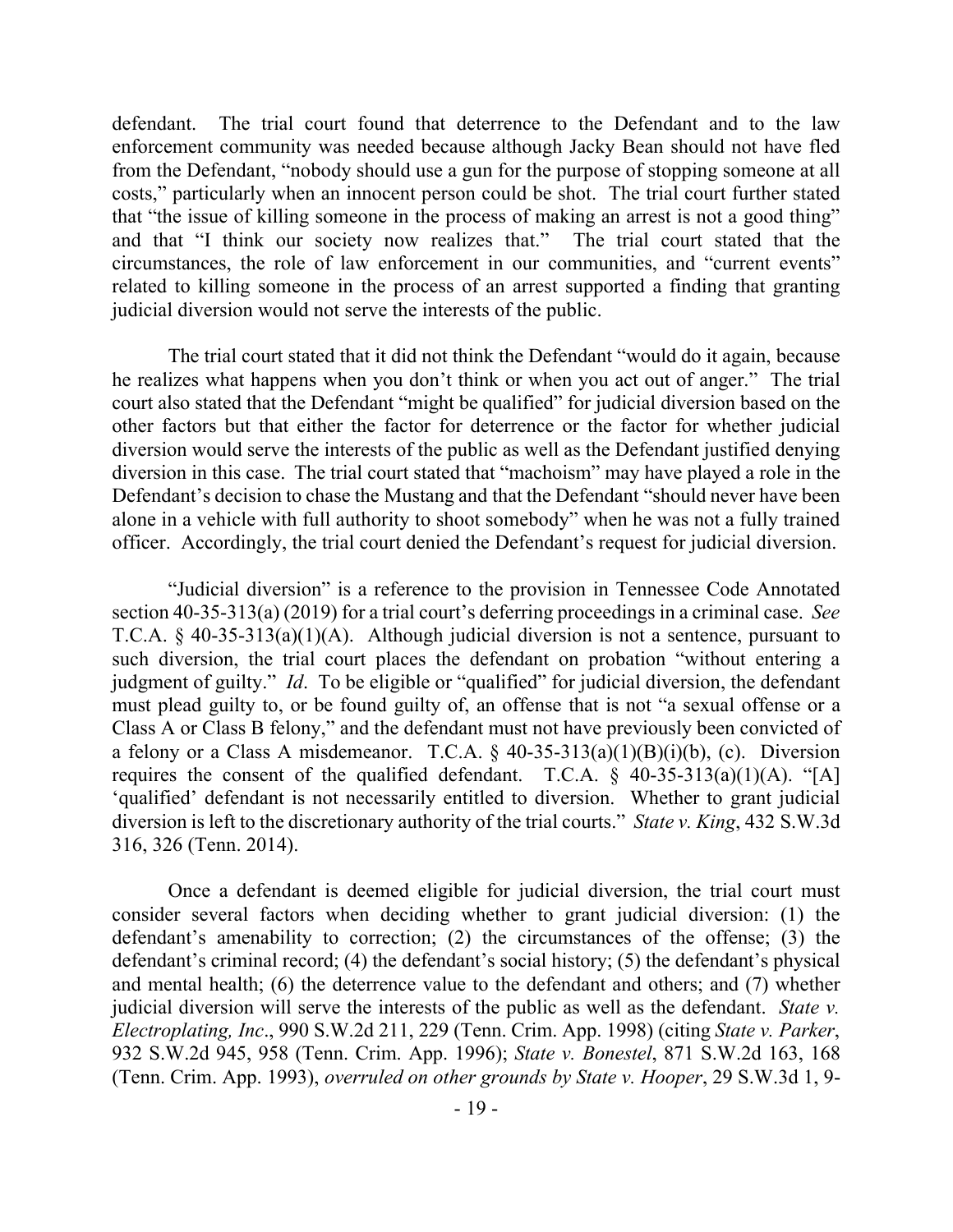defendant. The trial court found that deterrence to the Defendant and to the law enforcement community was needed because although Jacky Bean should not have fled from the Defendant, "nobody should use a gun for the purpose of stopping someone at all costs," particularly when an innocent person could be shot. The trial court further stated that "the issue of killing someone in the process of making an arrest is not a good thing" and that "I think our society now realizes that." The trial court stated that the circumstances, the role of law enforcement in our communities, and "current events" related to killing someone in the process of an arrest supported a finding that granting judicial diversion would not serve the interests of the public.

The trial court stated that it did not think the Defendant "would do it again, because he realizes what happens when you don't think or when you act out of anger." The trial court also stated that the Defendant "might be qualified" for judicial diversion based on the other factors but that either the factor for deterrence or the factor for whether judicial diversion would serve the interests of the public as well as the Defendant justified denying diversion in this case. The trial court stated that "machoism" may have played a role in the Defendant's decision to chase the Mustang and that the Defendant "should never have been alone in a vehicle with full authority to shoot somebody" when he was not a fully trained officer. Accordingly, the trial court denied the Defendant's request for judicial diversion.

"Judicial diversion" is a reference to the provision in Tennessee Code Annotated section 40-35-313(a) (2019) for a trial court's deferring proceedings in a criminal case. *See* T.C.A. § 40-35-313(a)(1)(A). Although judicial diversion is not a sentence, pursuant to such diversion, the trial court places the defendant on probation "without entering a judgment of guilty." *Id*. To be eligible or "qualified" for judicial diversion, the defendant must plead guilty to, or be found guilty of, an offense that is not "a sexual offense or a Class A or Class B felony," and the defendant must not have previously been convicted of a felony or a Class A misdemeanor. T.C.A. § 40-35-313(a)(1)(B)(i)(b), (c). Diversion requires the consent of the qualified defendant. T.C.A. § 40-35-313(a)(1)(A). "[A] 'qualified' defendant is not necessarily entitled to diversion. Whether to grant judicial diversion is left to the discretionary authority of the trial courts." *State v. King*, 432 S.W.3d 316, 326 (Tenn. 2014).

Once a defendant is deemed eligible for judicial diversion, the trial court must consider several factors when deciding whether to grant judicial diversion: (1) the defendant's amenability to correction; (2) the circumstances of the offense; (3) the defendant's criminal record; (4) the defendant's social history; (5) the defendant's physical and mental health; (6) the deterrence value to the defendant and others; and (7) whether judicial diversion will serve the interests of the public as well as the defendant. *State v. Electroplating, Inc*., 990 S.W.2d 211, 229 (Tenn. Crim. App. 1998) (citing *State v. Parker*, 932 S.W.2d 945, 958 (Tenn. Crim. App. 1996); *State v. Bonestel*, 871 S.W.2d 163, 168 (Tenn. Crim. App. 1993), *overruled on other grounds by State v. Hooper*, 29 S.W.3d 1, 9-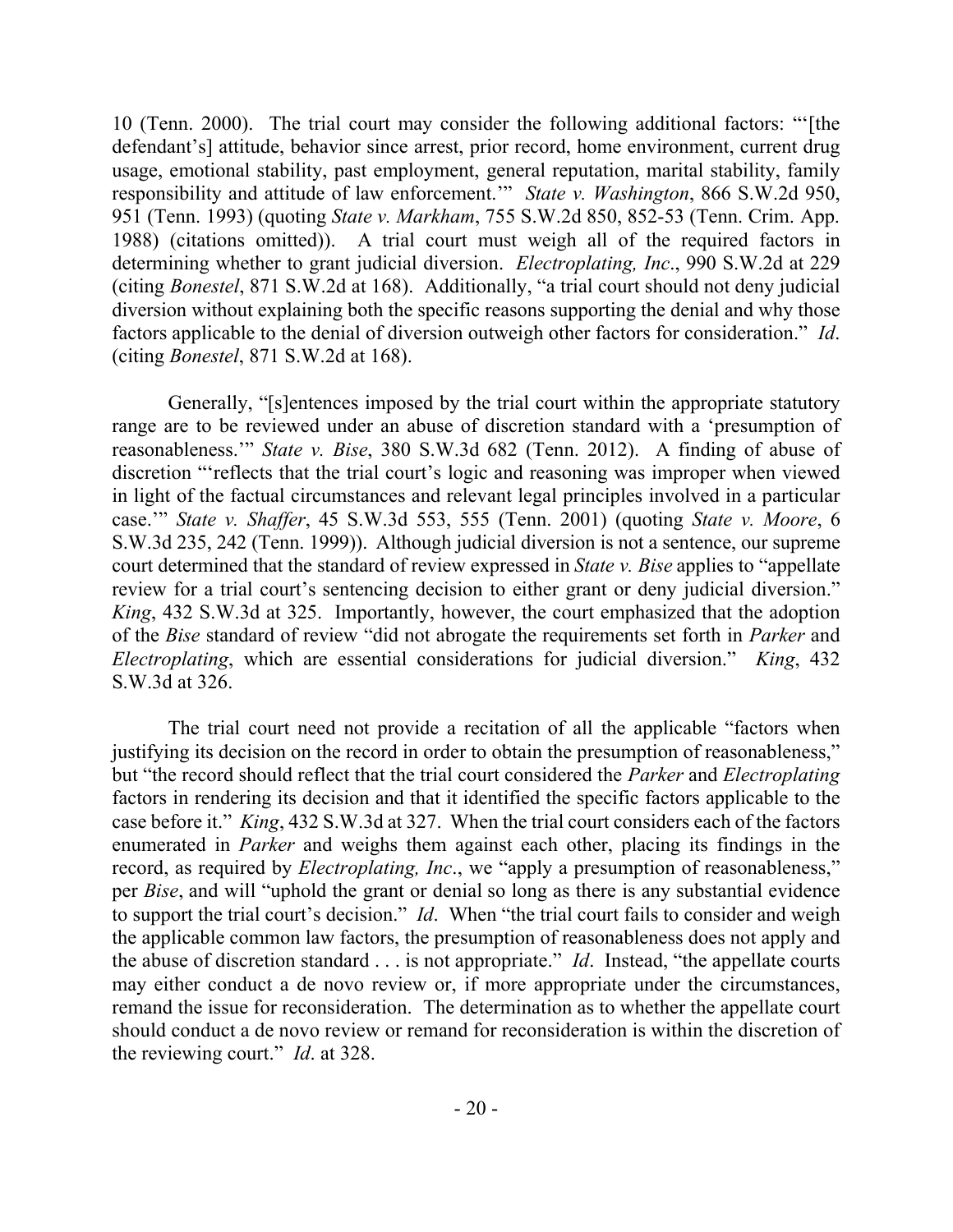10 (Tenn. 2000). The trial court may consider the following additional factors: "'[the defendant's] attitude, behavior since arrest, prior record, home environment, current drug usage, emotional stability, past employment, general reputation, marital stability, family responsibility and attitude of law enforcement.'" *State v. Washington*, 866 S.W.2d 950, 951 (Tenn. 1993) (quoting *State v. Markham*, 755 S.W.2d 850, 852-53 (Tenn. Crim. App. 1988) (citations omitted)). A trial court must weigh all of the required factors in determining whether to grant judicial diversion. *Electroplating, Inc*., 990 S.W.2d at 229 (citing *Bonestel*, 871 S.W.2d at 168). Additionally, "a trial court should not deny judicial diversion without explaining both the specific reasons supporting the denial and why those factors applicable to the denial of diversion outweigh other factors for consideration." *Id*. (citing *Bonestel*, 871 S.W.2d at 168).

Generally, "[s]entences imposed by the trial court within the appropriate statutory range are to be reviewed under an abuse of discretion standard with a 'presumption of reasonableness.'" *State v. Bise*, 380 S.W.3d 682 (Tenn. 2012). A finding of abuse of discretion "'reflects that the trial court's logic and reasoning was improper when viewed in light of the factual circumstances and relevant legal principles involved in a particular case.'" *State v. Shaffer*, 45 S.W.3d 553, 555 (Tenn. 2001) (quoting *State v. Moore*, 6 S.W.3d 235, 242 (Tenn. 1999)). Although judicial diversion is not a sentence, our supreme court determined that the standard of review expressed in *State v. Bise* applies to "appellate review for a trial court's sentencing decision to either grant or deny judicial diversion." *King*, 432 S.W.3d at 325. Importantly, however, the court emphasized that the adoption of the *Bise* standard of review "did not abrogate the requirements set forth in *Parker* and *Electroplating*, which are essential considerations for judicial diversion." *King*, 432 S.W.3d at 326.

The trial court need not provide a recitation of all the applicable "factors when justifying its decision on the record in order to obtain the presumption of reasonableness," but "the record should reflect that the trial court considered the *Parker* and *Electroplating* factors in rendering its decision and that it identified the specific factors applicable to the case before it." *King*, 432 S.W.3d at 327. When the trial court considers each of the factors enumerated in *Parker* and weighs them against each other, placing its findings in the record, as required by *Electroplating, Inc*., we "apply a presumption of reasonableness," per *Bise*, and will "uphold the grant or denial so long as there is any substantial evidence to support the trial court's decision." *Id*. When "the trial court fails to consider and weigh the applicable common law factors, the presumption of reasonableness does not apply and the abuse of discretion standard . . . is not appropriate." *Id*. Instead, "the appellate courts may either conduct a de novo review or, if more appropriate under the circumstances, remand the issue for reconsideration. The determination as to whether the appellate court should conduct a de novo review or remand for reconsideration is within the discretion of the reviewing court." *Id*. at 328.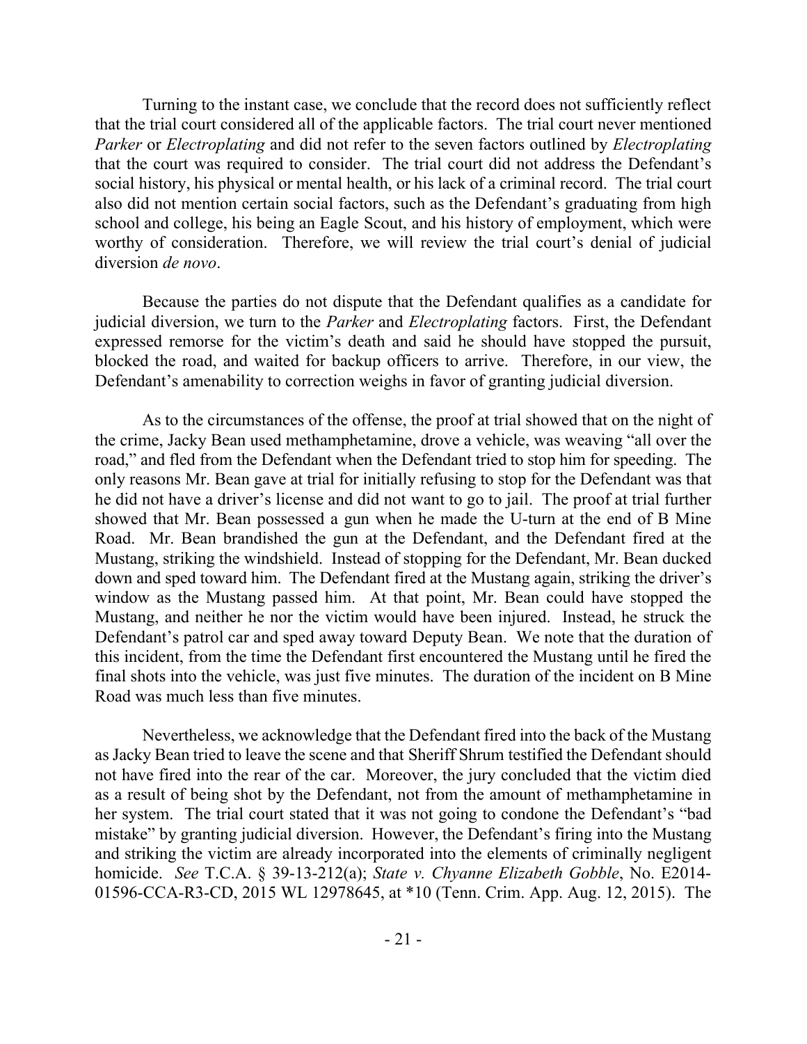Turning to the instant case, we conclude that the record does not sufficiently reflect that the trial court considered all of the applicable factors. The trial court never mentioned *Parker* or *Electroplating* and did not refer to the seven factors outlined by *Electroplating* that the court was required to consider. The trial court did not address the Defendant's social history, his physical or mental health, or his lack of a criminal record. The trial court also did not mention certain social factors, such as the Defendant's graduating from high school and college, his being an Eagle Scout, and his history of employment, which were worthy of consideration. Therefore, we will review the trial court's denial of judicial diversion *de novo*.

Because the parties do not dispute that the Defendant qualifies as a candidate for judicial diversion, we turn to the *Parker* and *Electroplating* factors. First, the Defendant expressed remorse for the victim's death and said he should have stopped the pursuit, blocked the road, and waited for backup officers to arrive. Therefore, in our view, the Defendant's amenability to correction weighs in favor of granting judicial diversion.

As to the circumstances of the offense, the proof at trial showed that on the night of the crime, Jacky Bean used methamphetamine, drove a vehicle, was weaving "all over the road," and fled from the Defendant when the Defendant tried to stop him for speeding. The only reasons Mr. Bean gave at trial for initially refusing to stop for the Defendant was that he did not have a driver's license and did not want to go to jail. The proof at trial further showed that Mr. Bean possessed a gun when he made the U-turn at the end of B Mine Road. Mr. Bean brandished the gun at the Defendant, and the Defendant fired at the Mustang, striking the windshield. Instead of stopping for the Defendant, Mr. Bean ducked down and sped toward him. The Defendant fired at the Mustang again, striking the driver's window as the Mustang passed him. At that point, Mr. Bean could have stopped the Mustang, and neither he nor the victim would have been injured. Instead, he struck the Defendant's patrol car and sped away toward Deputy Bean. We note that the duration of this incident, from the time the Defendant first encountered the Mustang until he fired the final shots into the vehicle, was just five minutes. The duration of the incident on B Mine Road was much less than five minutes.

Nevertheless, we acknowledge that the Defendant fired into the back of the Mustang as Jacky Bean tried to leave the scene and that Sheriff Shrum testified the Defendant should not have fired into the rear of the car. Moreover, the jury concluded that the victim died as a result of being shot by the Defendant, not from the amount of methamphetamine in her system. The trial court stated that it was not going to condone the Defendant's "bad mistake" by granting judicial diversion. However, the Defendant's firing into the Mustang and striking the victim are already incorporated into the elements of criminally negligent homicide. *See* T.C.A. § 39-13-212(a); *State v. Chyanne Elizabeth Gobble*, No. E2014-01596-CCA-R3-CD, 2015 WL 12978645, at *10 (Tenn. Crim. App. Aug. 12, 2015). The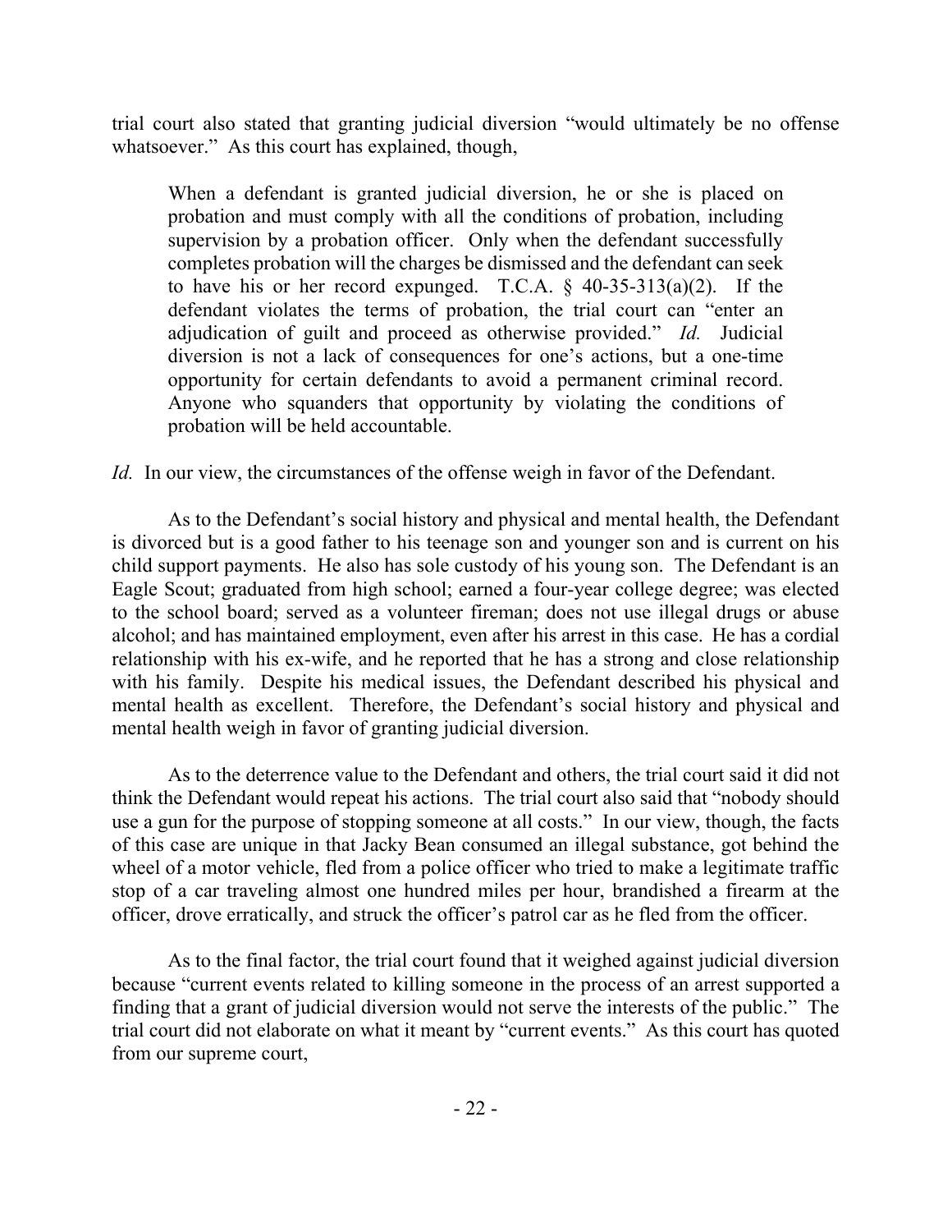trial court also stated that granting judicial diversion "would ultimately be no offense whatsoever." As this court has explained, though,

> When a defendant is granted judicial diversion, he or she is placed on probation and must comply with all the conditions of probation, including supervision by a probation officer. Only when the defendant successfully completes probation will the charges be dismissed and the defendant can seek to have his or her record expunged. T.C.A. § 40-35-313(a)(2). If the defendant violates the terms of probation, the trial court can "enter an adjudication of guilt and proceed as otherwise provided." *Id.* Judicial diversion is not a lack of consequences for one's actions, but a one-time opportunity for certain defendants to avoid a permanent criminal record. Anyone who squanders that opportunity by violating the conditions of probation will be held accountable.

*Id.* In our view, the circumstances of the offense weigh in favor of the Defendant.

As to the Defendant's social history and physical and mental health, the Defendant is divorced but is a good father to his teenage son and younger son and is current on his child support payments. He also has sole custody of his young son. The Defendant is an Eagle Scout; graduated from high school; earned a four-year college degree; was elected to the school board; served as a volunteer fireman; does not use illegal drugs or abuse alcohol; and has maintained employment, even after his arrest in this case. He has a cordial relationship with his ex-wife, and he reported that he has a strong and close relationship with his family. Despite his medical issues, the Defendant described his physical and mental health as excellent. Therefore, the Defendant's social history and physical and mental health weigh in favor of granting judicial diversion.

As to the deterrence value to the Defendant and others, the trial court said it did not think the Defendant would repeat his actions. The trial court also said that "nobody should use a gun for the purpose of stopping someone at all costs." In our view, though, the facts of this case are unique in that Jacky Bean consumed an illegal substance, got behind the wheel of a motor vehicle, fled from a police officer who tried to make a legitimate traffic stop of a car traveling almost one hundred miles per hour, brandished a firearm at the officer, drove erratically, and struck the officer's patrol car as he fled from the officer.

As to the final factor, the trial court found that it weighed against judicial diversion because "current events related to killing someone in the process of an arrest supported a finding that a grant of judicial diversion would not serve the interests of the public." The trial court did not elaborate on what it meant by "current events." As this court has quoted from our supreme court,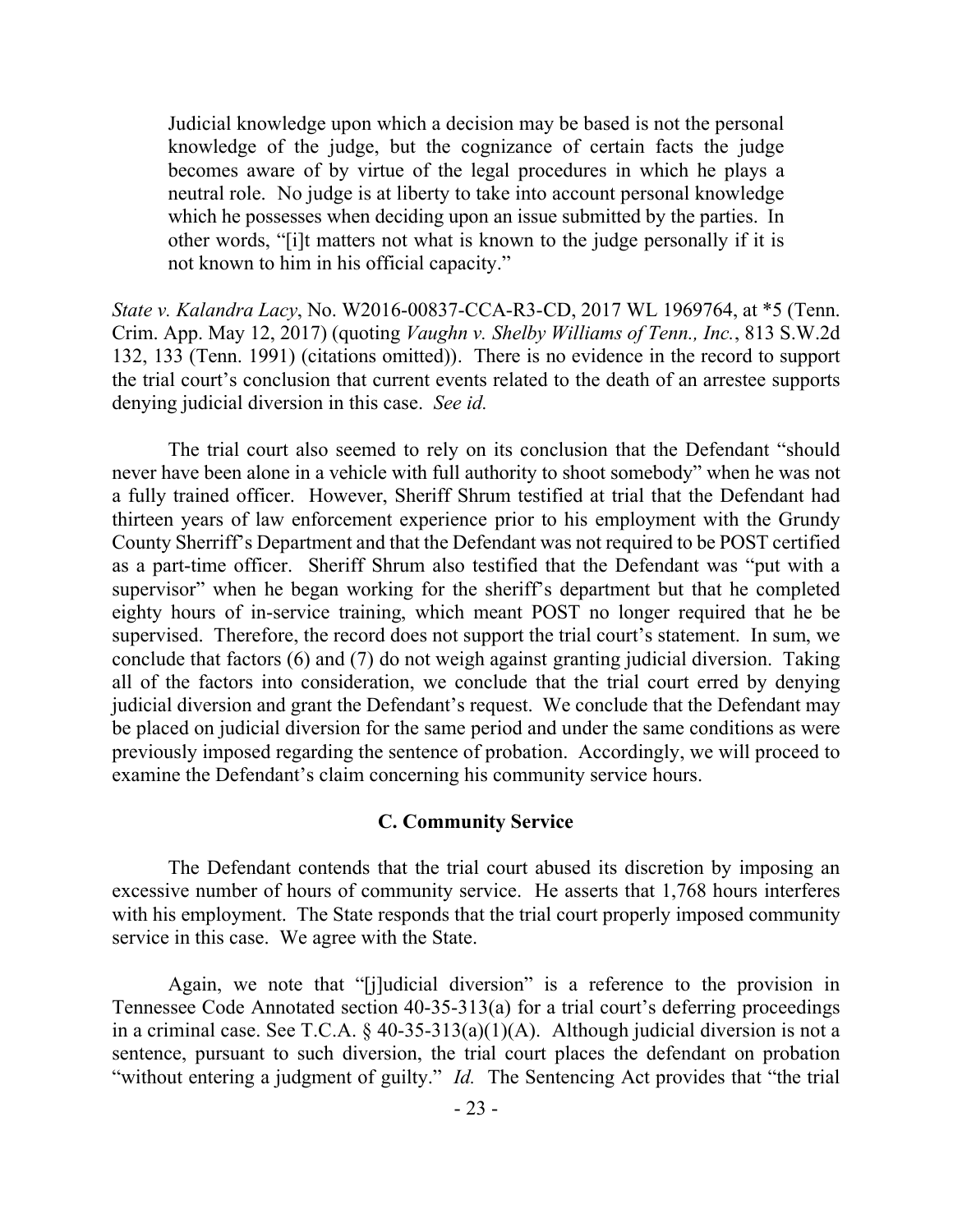> Judicial knowledge upon which a decision may be based is not the personal knowledge of the judge, but the cognizance of certain facts the judge becomes aware of by virtue of the legal procedures in which he plays a neutral role. No judge is at liberty to take into account personal knowledge which he possesses when deciding upon an issue submitted by the parties. In other words, "[i]t matters not what is known to the judge personally if it is not known to him in his official capacity."

*State v. Kalandra Lacy*, No. W2016-00837-CCA-R3-CD, 2017 WL 1969764, at *5 (Tenn. Crim. App. May 12, 2017) (quoting *Vaughn v. Shelby Williams of Tenn., Inc.*, 813 S.W.2d 132, 133 (Tenn. 1991) (citations omitted)). There is no evidence in the record to support the trial court's conclusion that current events related to the death of an arrestee supports denying judicial diversion in this case. *See id.*

The trial court also seemed to rely on its conclusion that the Defendant "should never have been alone in a vehicle with full authority to shoot somebody" when he was not a fully trained officer. However, Sheriff Shrum testified at trial that the Defendant had thirteen years of law enforcement experience prior to his employment with the Grundy County Sherriff's Department and that the Defendant was not required to be POST certified as a part-time officer. Sheriff Shrum also testified that the Defendant was "put with a supervisor" when he began working for the sheriff's department but that he completed eighty hours of in-service training, which meant POST no longer required that he be supervised. Therefore, the record does not support the trial court's statement. In sum, we conclude that factors (6) and (7) do not weigh against granting judicial diversion. Taking all of the factors into consideration, we conclude that the trial court erred by denying judicial diversion and grant the Defendant's request. We conclude that the Defendant may be placed on judicial diversion for the same period and under the same conditions as were previously imposed regarding the sentence of probation. Accordingly, we will proceed to examine the Defendant's claim concerning his community service hours.

### C. Community Service

The Defendant contends that the trial court abused its discretion by imposing an excessive number of hours of community service. He asserts that 1,768 hours interferes with his employment. The State responds that the trial court properly imposed community service in this case. We agree with the State.

Again, we note that "[j]udicial diversion" is a reference to the provision in Tennessee Code Annotated section 40-35-313(a) for a trial court's deferring proceedings in a criminal case. See T.C.A. § 40-35-313(a)(1)(A). Although judicial diversion is not a sentence, pursuant to such diversion, the trial court places the defendant on probation "without entering a judgment of guilty." *Id.* The Sentencing Act provides that "the trial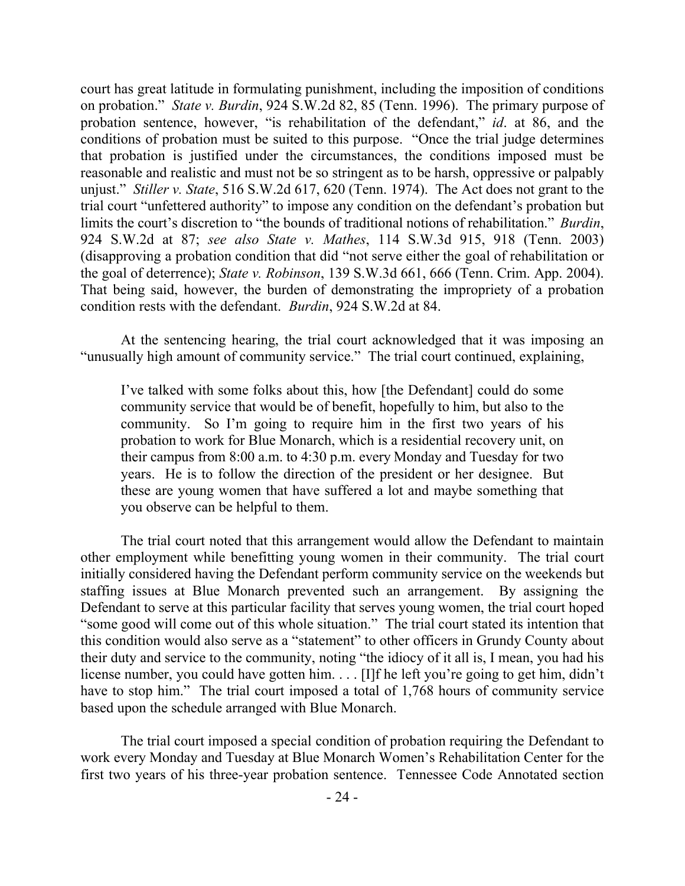court has great latitude in formulating punishment, including the imposition of conditions on probation." *State v. Burdin*, 924 S.W.2d 82, 85 (Tenn. 1996). The primary purpose of probation sentence, however, "is rehabilitation of the defendant," *id*. at 86, and the conditions of probation must be suited to this purpose. "Once the trial judge determines that probation is justified under the circumstances, the conditions imposed must be reasonable and realistic and must not be so stringent as to be harsh, oppressive or palpably unjust." *Stiller v. State*, 516 S.W.2d 617, 620 (Tenn. 1974). The Act does not grant to the trial court "unfettered authority" to impose any condition on the defendant's probation but limits the court's discretion to "the bounds of traditional notions of rehabilitation." *Burdin*, 924 S.W.2d at 87; *see also State v. Mathes*, 114 S.W.3d 915, 918 (Tenn. 2003) (disapproving a probation condition that did "not serve either the goal of rehabilitation or the goal of deterrence); *State v. Robinson*, 139 S.W.3d 661, 666 (Tenn. Crim. App. 2004). That being said, however, the burden of demonstrating the impropriety of a probation condition rests with the defendant. *Burdin*, 924 S.W.2d at 84.

At the sentencing hearing, the trial court acknowledged that it was imposing an "unusually high amount of community service." The trial court continued, explaining,

> I've talked with some folks about this, how [the Defendant] could do some community service that would be of benefit, hopefully to him, but also to the community. So I'm going to require him in the first two years of his probation to work for Blue Monarch, which is a residential recovery unit, on their campus from 8:00 a.m. to 4:30 p.m. every Monday and Tuesday for two years. He is to follow the direction of the president or her designee. But these are young women that have suffered a lot and maybe something that you observe can be helpful to them.

The trial court noted that this arrangement would allow the Defendant to maintain other employment while benefitting young women in their community. The trial court initially considered having the Defendant perform community service on the weekends but staffing issues at Blue Monarch prevented such an arrangement. By assigning the Defendant to serve at this particular facility that serves young women, the trial court hoped "some good will come out of this whole situation." The trial court stated its intention that this condition would also serve as a "statement" to other officers in Grundy County about their duty and service to the community, noting "the idiocy of it all is, I mean, you had his license number, you could have gotten him. . . . [I]f he left you're going to get him, didn't have to stop him." The trial court imposed a total of 1,768 hours of community service based upon the schedule arranged with Blue Monarch.

The trial court imposed a special condition of probation requiring the Defendant to work every Monday and Tuesday at Blue Monarch Women's Rehabilitation Center for the first two years of his three-year probation sentence. Tennessee Code Annotated section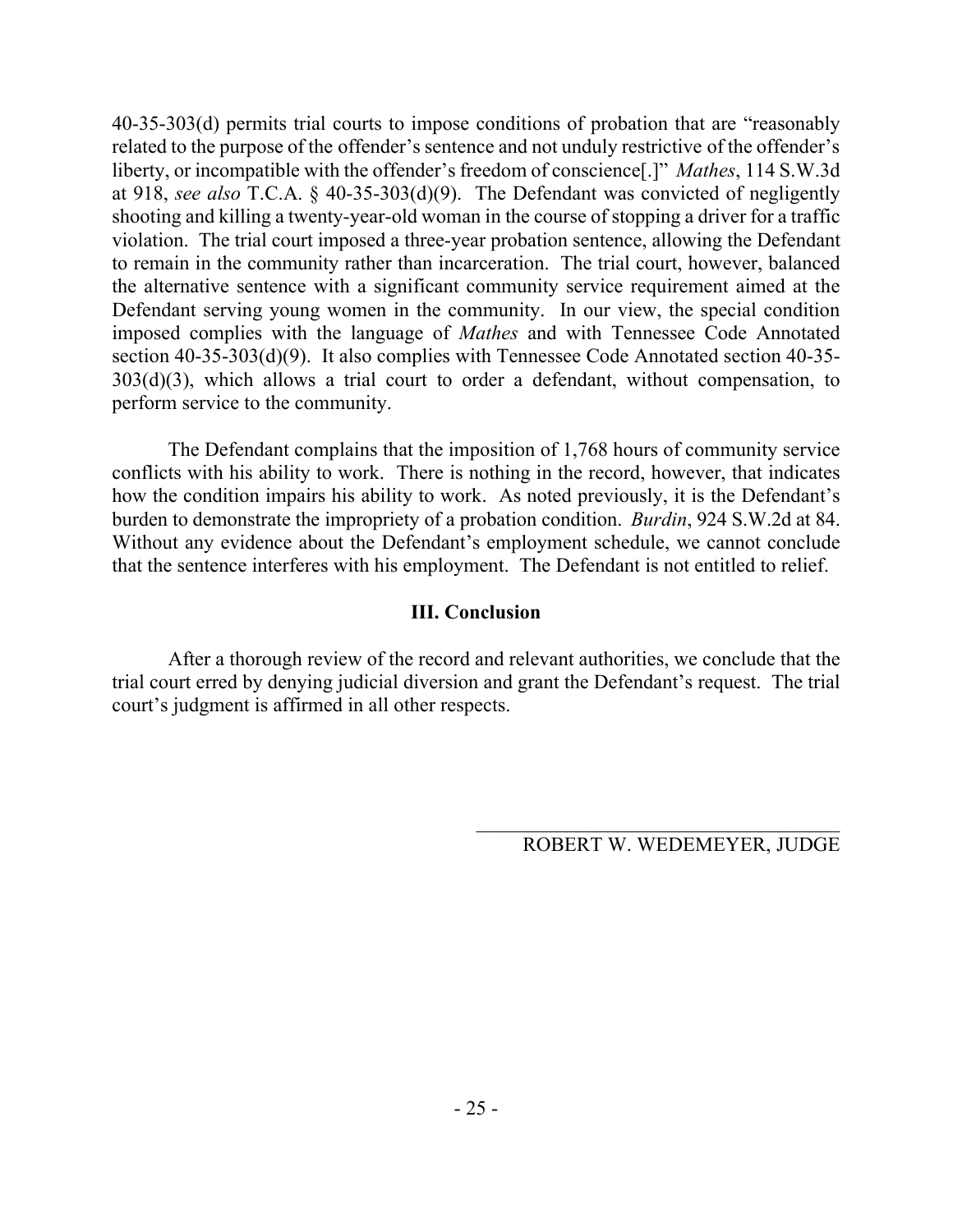40-35-303(d) permits trial courts to impose conditions of probation that are "reasonably related to the purpose of the offender's sentence and not unduly restrictive of the offender's liberty, or incompatible with the offender's freedom of conscience[.]" *Mathes*, 114 S.W.3d at 918, *see also* T.C.A. § 40-35-303(d)(9). The Defendant was convicted of negligently shooting and killing a twenty-year-old woman in the course of stopping a driver for a traffic violation. The trial court imposed a three-year probation sentence, allowing the Defendant to remain in the community rather than incarceration. The trial court, however, balanced the alternative sentence with a significant community service requirement aimed at the Defendant serving young women in the community. In our view, the special condition imposed complies with the language of *Mathes* and with Tennessee Code Annotated section 40-35-303(d)(9). It also complies with Tennessee Code Annotated section 40-35-303(d)(3), which allows a trial court to order a defendant, without compensation, to perform service to the community.

The Defendant complains that the imposition of 1,768 hours of community service conflicts with his ability to work. There is nothing in the record, however, that indicates how the condition impairs his ability to work. As noted previously, it is the Defendant's burden to demonstrate the impropriety of a probation condition. *Burdin*, 924 S.W.2d at 84. Without any evidence about the Defendant's employment schedule, we cannot conclude that the sentence interferes with his employment. The Defendant is not entitled to relief.

## III. Conclusion

After a thorough review of the record and relevant authorities, we conclude that the trial court erred by denying judicial diversion and grant the Defendant's request. The trial court's judgment is affirmed in all other respects.

\_\_\_\_\_\_\_\_\_\_\_\_\_\_\_\_\_\_\_\_\_\_\_\_\_\_\_\_\_\_\_\_\_\_\_\_\_

ROBERT W. WEDEMEYER, JUDGE